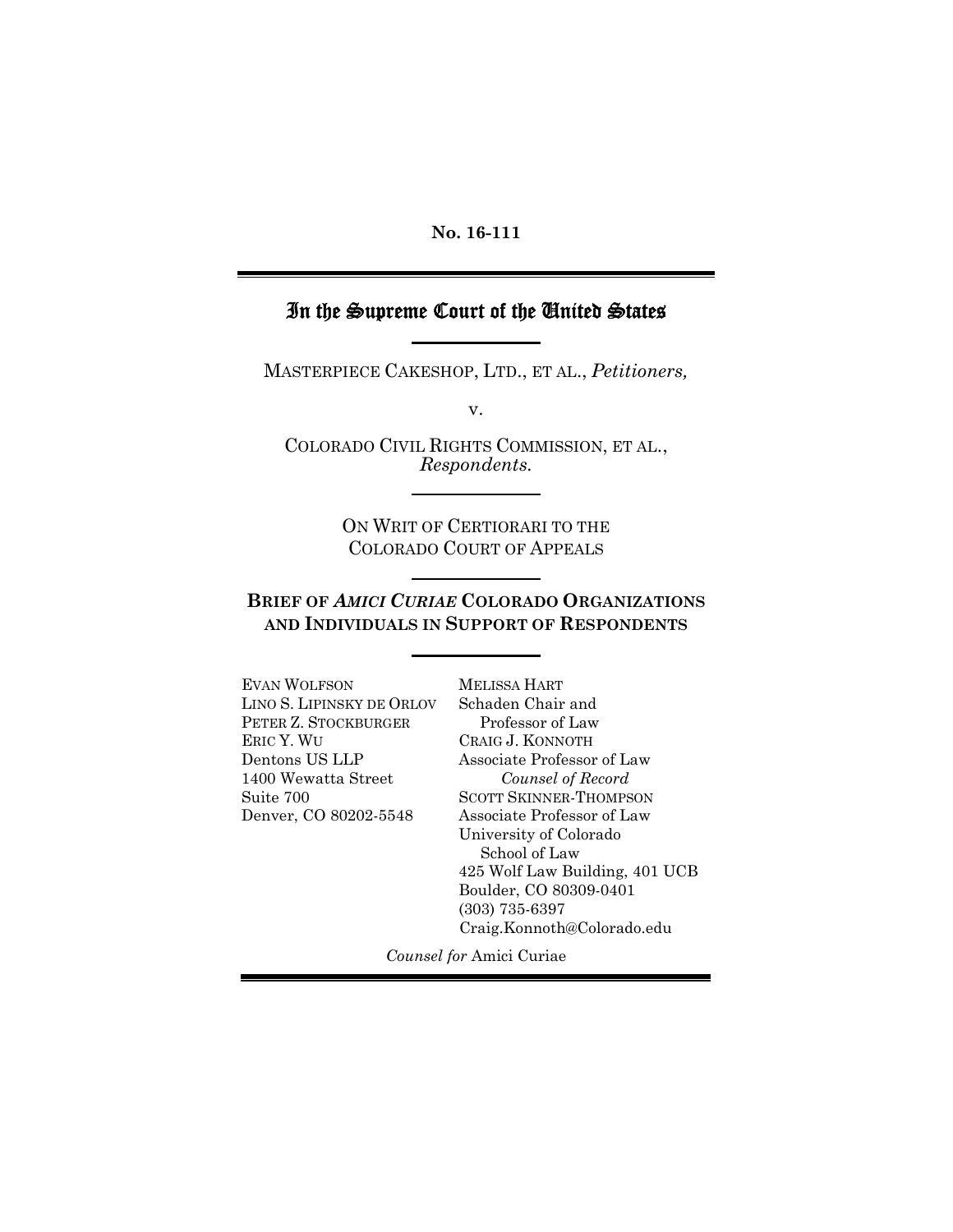**No. 16-111**

# In the Supreme Court of the United States

MASTERPIECE CAKESHOP, LTD., ET AL., *Petitioners,*

v.

COLORADO CIVIL RIGHTS COMMISSION, ET AL., *Respondents.*

ON WRIT OF CERTIORARI TO THE COLORADO COURT OF APPEALS

**BRIEF OF *AMICI CURIAE* COLORADO ORGANIZATIONS AND INDIVIDUALS IN SUPPORT OF RESPONDENTS**

EVAN WOLFSON
LINO S. LIPINSKY DE ORLOV
PETER Z. STOCKBURGER
ERIC Y. WU
Dentons US LLP
1400 Wewatta Street
Suite 700
Denver, CO 80202-5548

MELISSA HART
Schaden Chair and
Professor of Law
CRAIG J. KONNOTH
Associate Professor of Law
*Counsel of Record*
SCOTT SKINNER-THOMPSON
Associate Professor of Law
University of Colorado
School of Law
425 Wolf Law Building, 401 UCB
Boulder, CO 80309-0401
(303) 735-6397
Craig.Konnoth@Colorado.edu

*Counsel for* Amici Curiae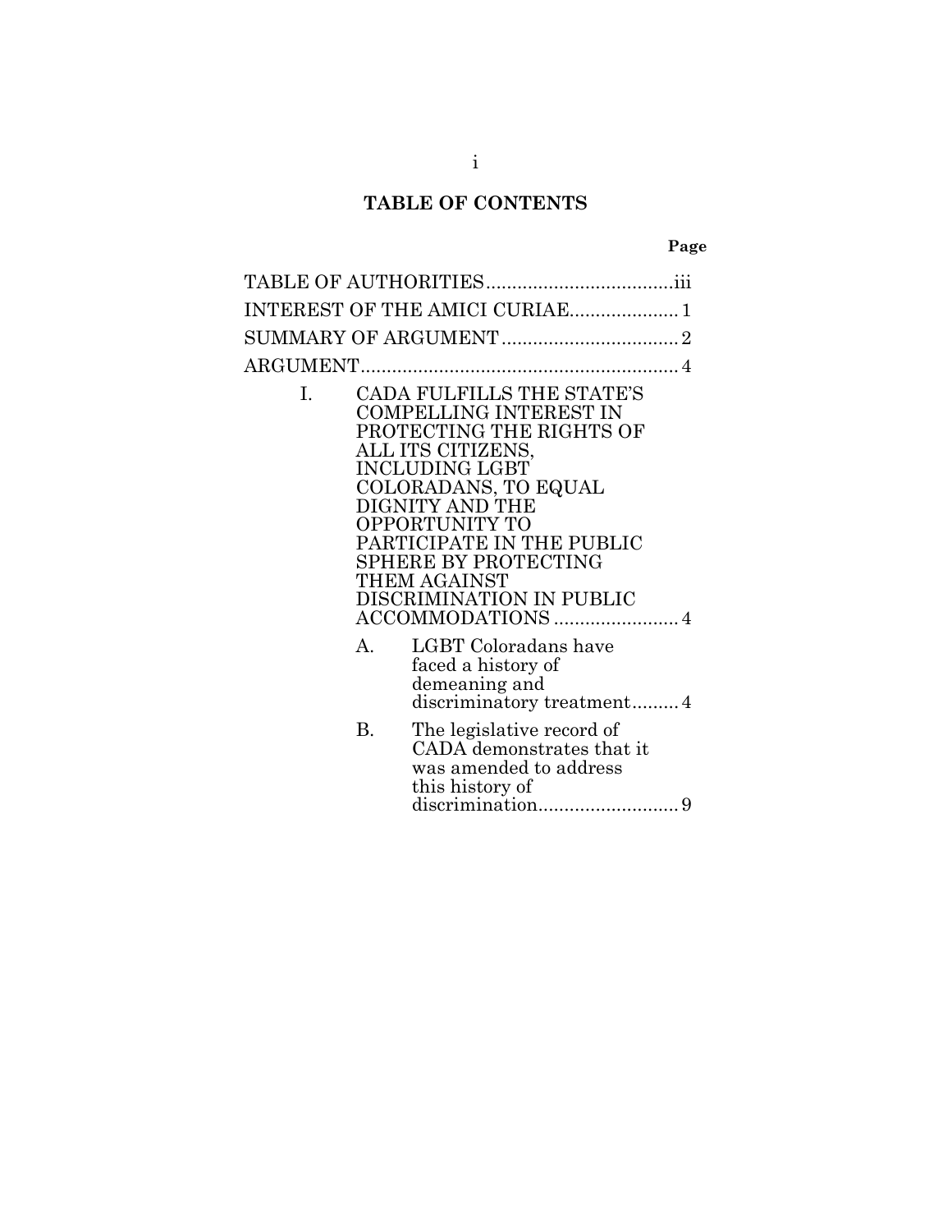# TABLE OF CONTENTS

**Page**

TABLE OF AUTHORITIES....................................iii

INTEREST OF THE AMICI CURIAE..................... 1

SUMMARY OF ARGUMENT .................................. 2

ARGUMENT............................................................. 4

I. CADA FULFILLS THE STATE'S COMPELLING INTEREST IN PROTECTING THE RIGHTS OF ALL ITS CITIZENS, INCLUDING LGBT COLORADANS, TO EQUAL DIGNITY AND THE OPPORTUNITY TO PARTICIPATE IN THE PUBLIC SPHERE BY PROTECTING THEM AGAINST DISCRIMINATION IN PUBLIC ACCOMMODATIONS ........................ 4

   A. LGBT Coloradans have faced a history of demeaning and discriminatory treatment......... 4

   B. The legislative record of CADA demonstrates that it was amended to address this history of discrimination........................... 9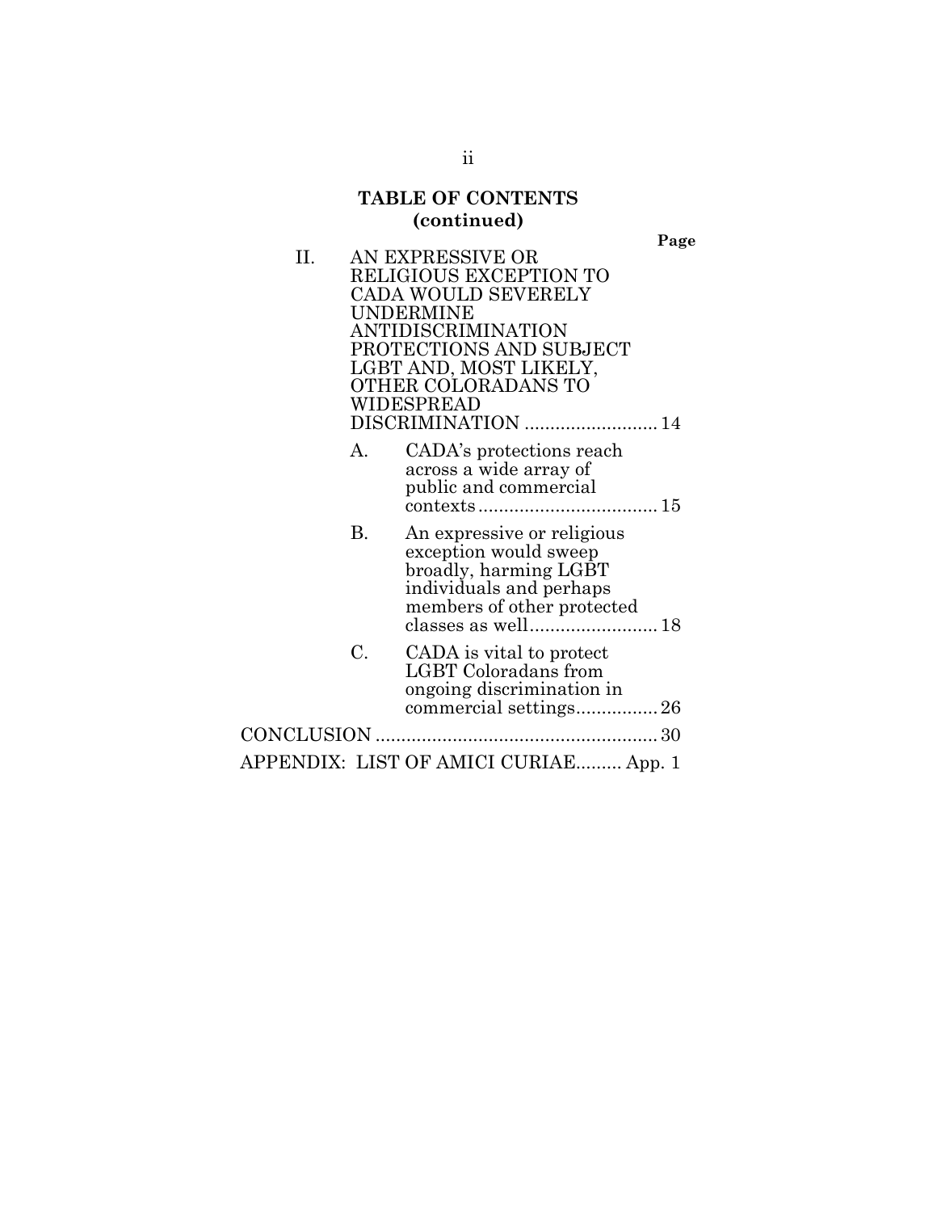## TABLE OF CONTENTS (continued)

| | | Page |
|---|---|---|
| II. | AN EXPRESSIVE OR RELIGIOUS EXCEPTION TO CADA WOULD SEVERELY UNDERMINE ANTIDISCRIMINATION PROTECTIONS AND SUBJECT LGBT AND, MOST LIKELY, OTHER COLORADANS TO WIDESPREAD DISCRIMINATION | 14 |
| | A. CADA's protections reach across a wide array of public and commercial contexts | 15 |
| | B. An expressive or religious exception would sweep broadly, harming LGBT individuals and perhaps members of other protected classes as well | 18 |
| | C. CADA is vital to protect LGBT Coloradans from ongoing discrimination in commercial settings | 26 |
| CONCLUSION | | 30 |
| APPENDIX: LIST OF AMICI CURIAE | | App. 1 |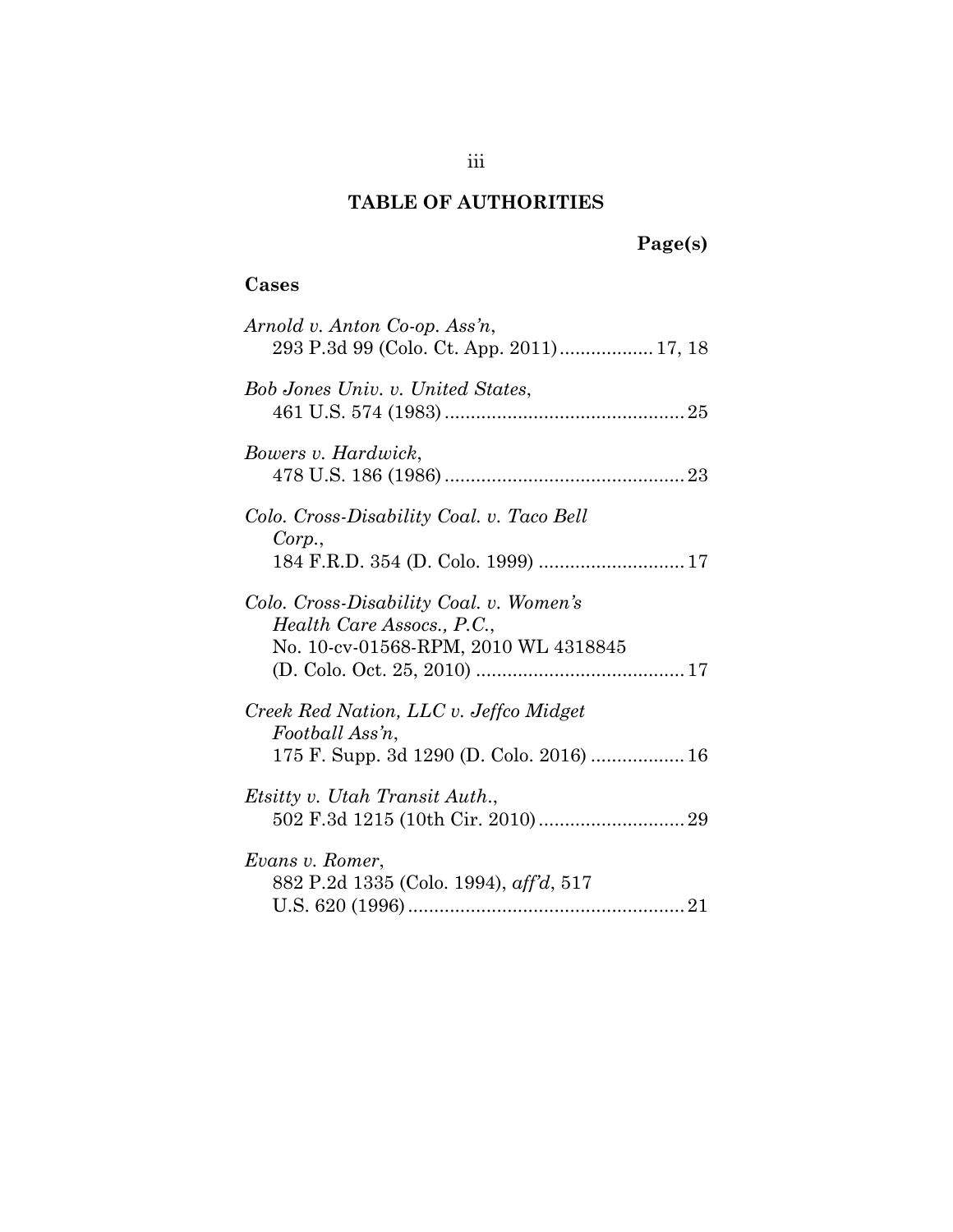# TABLE OF AUTHORITIES

**Page(s)**

## Cases

*Arnold v. Anton Co-op. Ass'n*,
293 P.3d 99 (Colo. Ct. App. 2011) .................. 17, 18

*Bob Jones Univ. v. United States*,
461 U.S. 574 (1983) .............................................. 25

*Bowers v. Hardwick*,
478 U.S. 186 (1986) .............................................. 23

*Colo. Cross-Disability Coal. v. Taco Bell Corp.*,
184 F.R.D. 354 (D. Colo. 1999) ............................ 17

*Colo. Cross-Disability Coal. v. Women's Health Care Assocs., P.C.*,
No. 10-cv-01568-RPM, 2010 WL 4318845 (D. Colo. Oct. 25, 2010) ........................................ 17

*Creek Red Nation, LLC v. Jeffco Midget Football Ass'n*,
175 F. Supp. 3d 1290 (D. Colo. 2016) .................. 16

*Etsitty v. Utah Transit Auth.*,
502 F.3d 1215 (10th Cir. 2010) ............................ 29

*Evans v. Romer*,
882 P.2d 1335 (Colo. 1994), *aff'd*, 517 U.S. 620 (1996) ..................................................... 21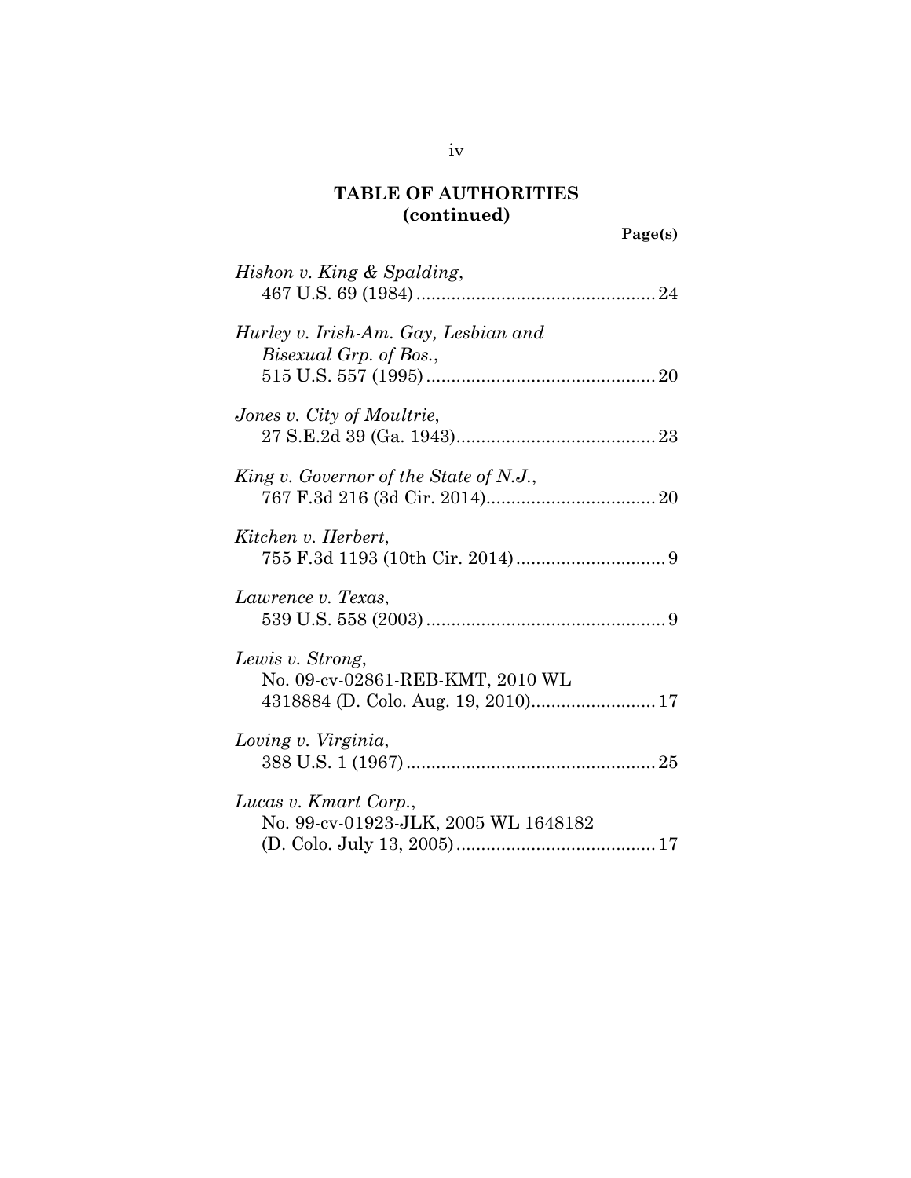## TABLE OF AUTHORITIES (continued)

**Page(s)**

*Hishon v. King & Spalding*, 467 U.S. 69 (1984) ................................................ 24

*Hurley v. Irish-Am. Gay, Lesbian and Bisexual Grp. of Bos.*, 515 U.S. 557 (1995) .............................................. 20

*Jones v. City of Moultrie*, 27 S.E.2d 39 (Ga. 1943)........................................ 23

*King v. Governor of the State of N.J.*, 767 F.3d 216 (3d Cir. 2014).................................. 20

*Kitchen v. Herbert*, 755 F.3d 1193 (10th Cir. 2014) .............................. 9

*Lawrence v. Texas*, 539 U.S. 558 (2003) ................................................ 9

*Lewis v. Strong*, No. 09-cv-02861-REB-KMT, 2010 WL 4318884 (D. Colo. Aug. 19, 2010)......................... 17

*Loving v. Virginia*, 388 U.S. 1 (1967) .................................................. 25

*Lucas v. Kmart Corp.*, No. 99-cv-01923-JLK, 2005 WL 1648182 (D. Colo. July 13, 2005) ........................................ 17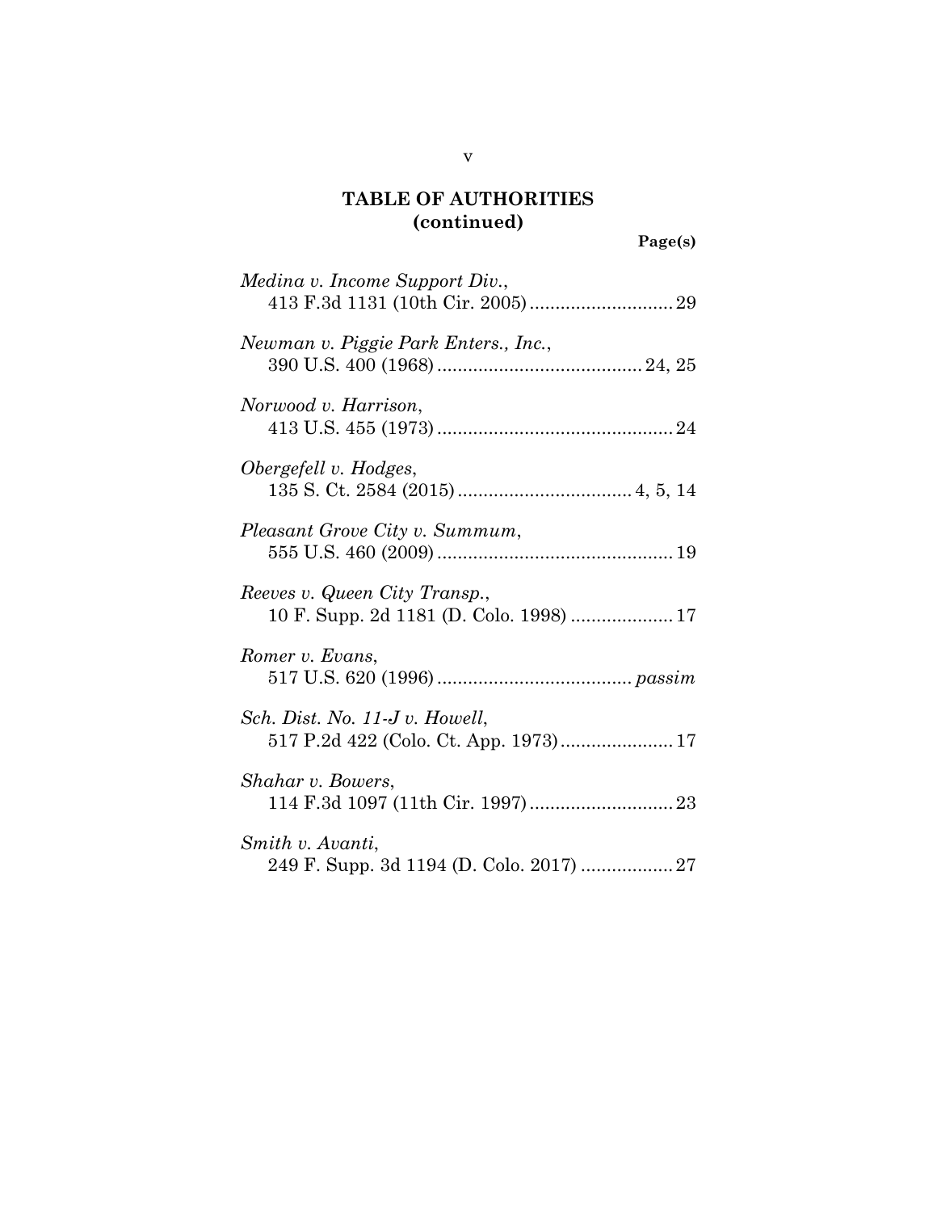# TABLE OF AUTHORITIES (continued)

**Page(s)**

*Medina v. Income Support Div.*,
413 F.3d 1131 (10th Cir. 2005) ............................ 29

*Newman v. Piggie Park Enters., Inc.*,
390 U.S. 400 (1968) ........................................ 24, 25

*Norwood v. Harrison*,
413 U.S. 455 (1973) .............................................. 24

*Obergefell v. Hodges*,
135 S. Ct. 2584 (2015) .................................. 4, 5, 14

*Pleasant Grove City v. Summum*,
555 U.S. 460 (2009) .............................................. 19

*Reeves v. Queen City Transp.*,
10 F. Supp. 2d 1181 (D. Colo. 1998) .................... 17

*Romer v. Evans*,
517 U.S. 620 (1996) ...................................... *passim*

*Sch. Dist. No. 11-J v. Howell*,
517 P.2d 422 (Colo. Ct. App. 1973) ...................... 17

*Shahar v. Bowers*,
114 F.3d 1097 (11th Cir. 1997) ............................ 23

*Smith v. Avanti*,
249 F. Supp. 3d 1194 (D. Colo. 2017) .................. 27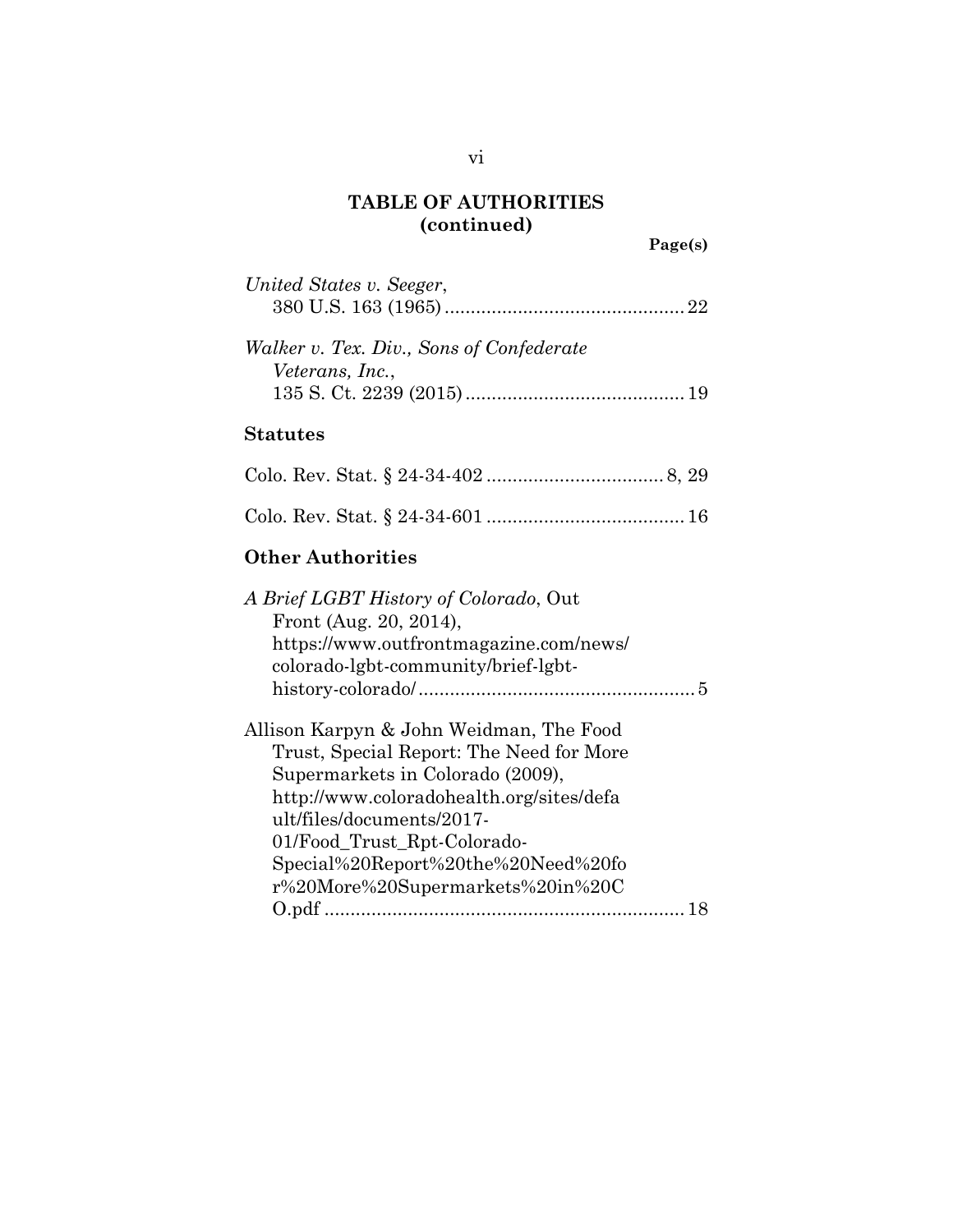**TABLE OF AUTHORITIES (continued)**

**Page(s)**

*United States v. Seeger*, 380 U.S. 163 (1965) .............................................. 22

*Walker v. Tex. Div., Sons of Confederate Veterans, Inc.*, 135 S. Ct. 2239 (2015) .......................................... 19

**Statutes**

Colo. Rev. Stat. § 24-34-402 ................................. 8, 29

Colo. Rev. Stat. § 24-34-601 ...................................... 16

**Other Authorities**

*A Brief LGBT History of Colorado*, Out Front (Aug. 20, 2014), https://www.outfrontmagazine.com/news/colorado-lgbt-community/brief-lgbt-history-colorado/ ..................................................... 5

Allison Karpyn & John Weidman, The Food Trust, Special Report: The Need for More Supermarkets in Colorado (2009), http://www.coloradohealth.org/sites/default/files/documents/2017-01/Food_Trust_Rpt-Colorado-Special%20Report%20the%20Need%20for%20More%20Supermarkets%20in%20CO.pdf ..................................................................... 18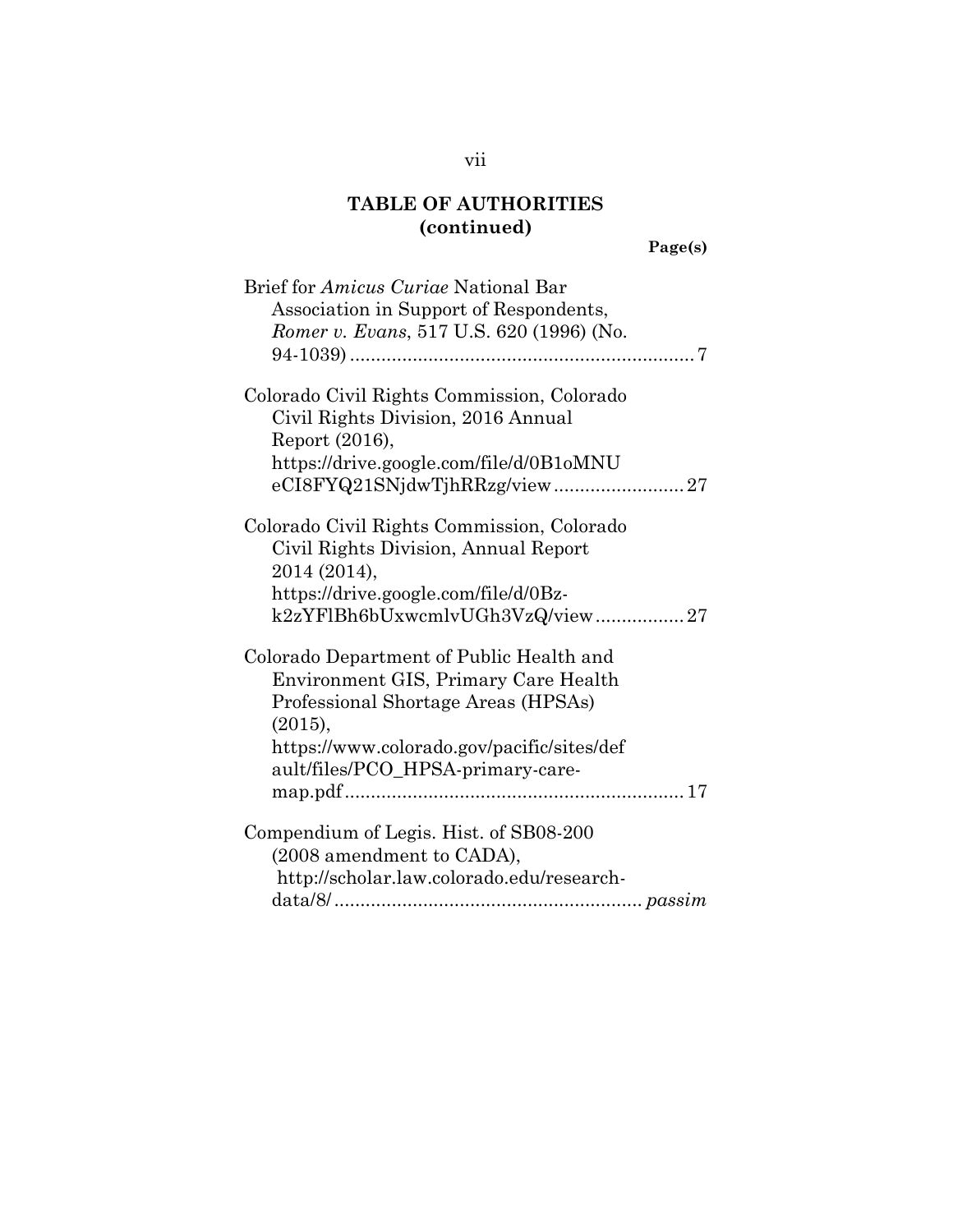## TABLE OF AUTHORITIES (continued)

**Page(s)**

Brief for *Amicus Curiae* National Bar Association in Support of Respondents, *Romer v. Evans*, 517 U.S. 620 (1996) (No. 94-1039) .................................................................. 7

Colorado Civil Rights Commission, Colorado Civil Rights Division, 2016 Annual Report (2016), https://drive.google.com/file/d/0B1oMNUeCI8FYQ21SNjdwTjhRRzg/view ......................... 27

Colorado Civil Rights Commission, Colorado Civil Rights Division, Annual Report 2014 (2014), https://drive.google.com/file/d/0Bz-k2zYFlBh6bUxwcmlvUGh3VzQ/view ................. 27

Colorado Department of Public Health and Environment GIS, Primary Care Health Professional Shortage Areas (HPSAs) (2015), https://www.colorado.gov/pacific/sites/default/files/PCO_HPSA-primary-care-map.pdf ................................................................ 17

Compendium of Legis. Hist. of SB08-200 (2008 amendment to CADA), http://scholar.law.colorado.edu/research-data/8/ .......................................................... *passim*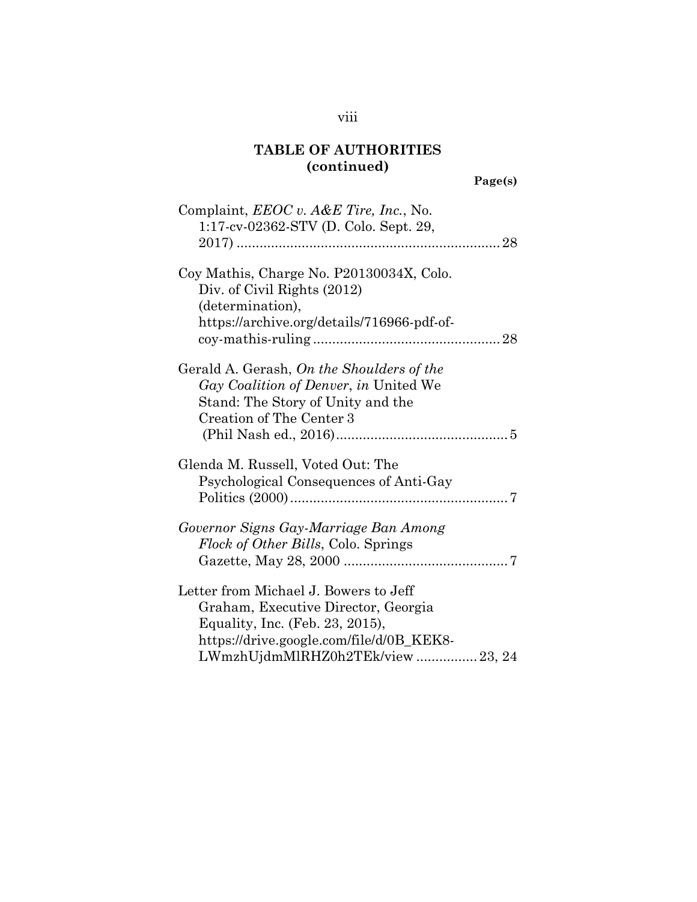## TABLE OF AUTHORITIES (continued)

**Page(s)**

Complaint, *EEOC v. A&E Tire, Inc.*, No. 1:17-cv-02362-STV (D. Colo. Sept. 29, 2017) .................................................................... 28

Coy Mathis, Charge No. P20130034X, Colo. Div. of Civil Rights (2012) (determination), https://archive.org/details/716966-pdf-of-coy-mathis-ruling ................................................ 28

Gerald A. Gerash, *On the Shoulders of the Gay Coalition of Denver*, *in* United We Stand: The Story of Unity and the Creation of The Center 3 (Phil Nash ed., 2016)............................................. 5

Glenda M. Russell, Voted Out: The Psychological Consequences of Anti-Gay Politics (2000)......................................................... 7

*Governor Signs Gay-Marriage Ban Among Flock of Other Bills*, Colo. Springs Gazette, May 28, 2000 ........................................... 7

Letter from Michael J. Bowers to Jeff Graham, Executive Director, Georgia Equality, Inc. (Feb. 23, 2015), https://drive.google.com/file/d/0B_KEK8-LWmzhUjdmMlRHZ0h2TEk/view ................ 23, 24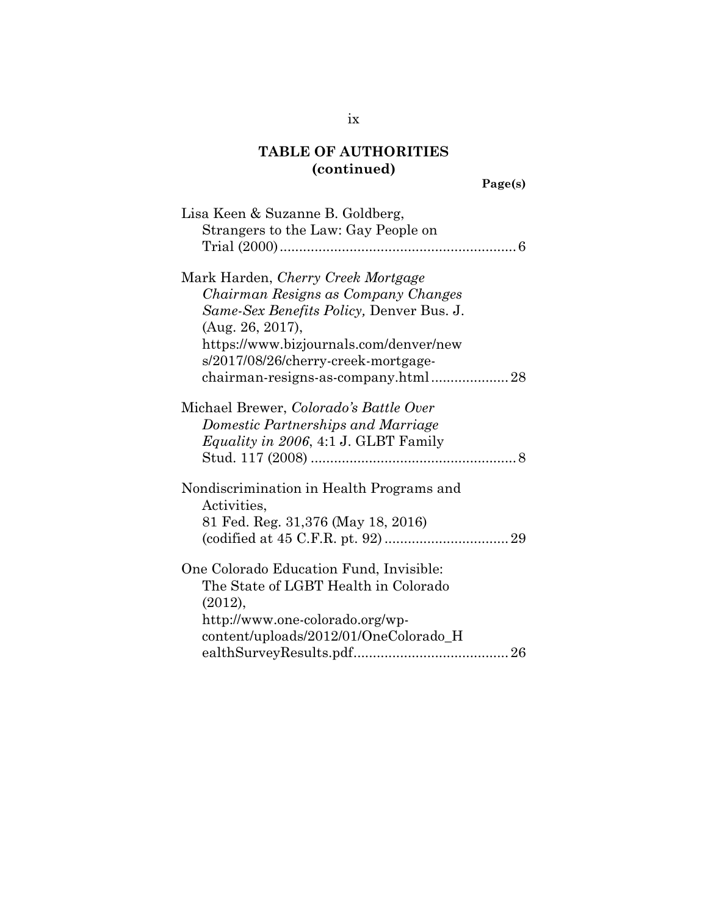## TABLE OF AUTHORITIES (continued)

**Page(s)**

Lisa Keen & Suzanne B. Goldberg, Strangers to the Law: Gay People on Trial (2000) ............................................................ 6

Mark Harden, *Cherry Creek Mortgage Chairman Resigns as Company Changes Same-Sex Benefits Policy,* Denver Bus. J. (Aug. 26, 2017), https://www.bizjournals.com/denver/news/2017/08/26/cherry-creek-mortgage-chairman-resigns-as-company.html .................... 28

Michael Brewer, *Colorado's Battle Over Domestic Partnerships and Marriage Equality in 2006*, 4:1 J. GLBT Family Stud. 117 (2008) ..................................................... 8

Nondiscrimination in Health Programs and Activities, 81 Fed. Reg. 31,376 (May 18, 2016) (codified at 45 C.F.R. pt. 92) ................................ 29

One Colorado Education Fund, Invisible: The State of LGBT Health in Colorado (2012), http://www.one-colorado.org/wp-content/uploads/2012/01/OneColorado_HealthSurveyResults.pdf........................................ 26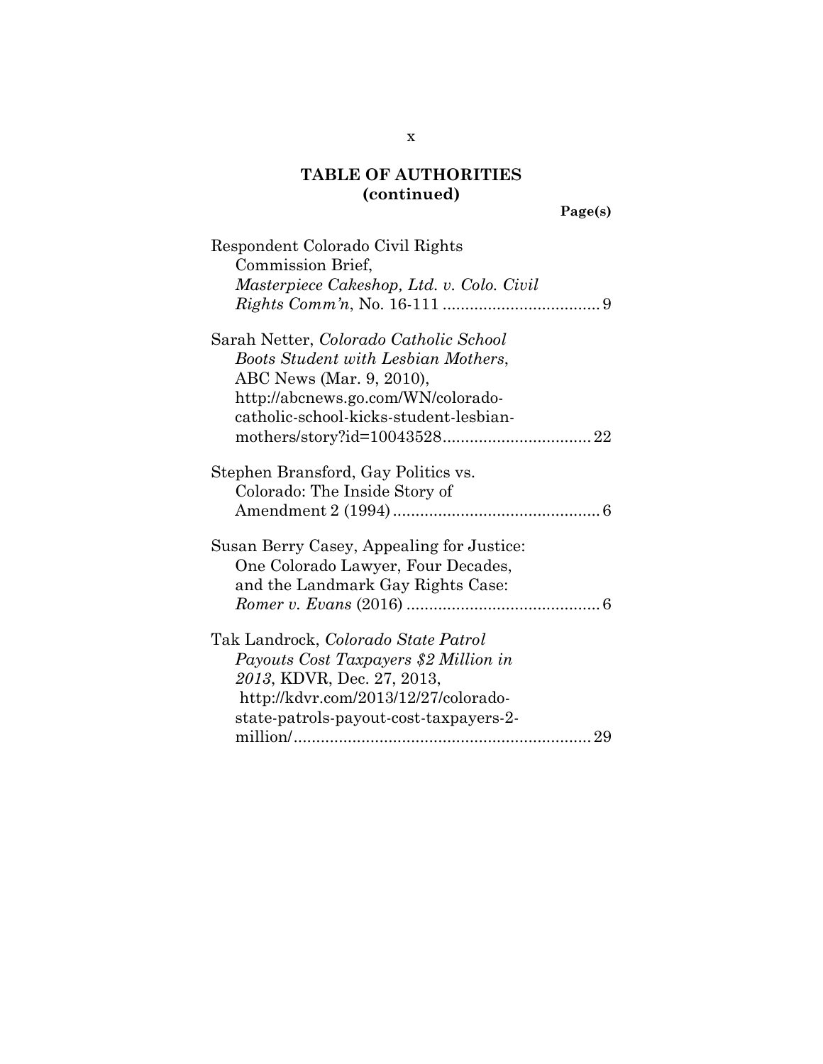## TABLE OF AUTHORITIES (continued)

**Page(s)**

Respondent Colorado Civil Rights Commission Brief, *Masterpiece Cakeshop, Ltd. v. Colo. Civil Rights Comm'n*, No. 16-111 .................................. 9

Sarah Netter, *Colorado Catholic School Boots Student with Lesbian Mothers*, ABC News (Mar. 9, 2010), http://abcnews.go.com/WN/colorado-catholic-school-kicks-student-lesbian-mothers/story?id=10043528................................ 22

Stephen Bransford, Gay Politics vs. Colorado: The Inside Story of Amendment 2 (1994)............................................. 6

Susan Berry Casey, Appealing for Justice: One Colorado Lawyer, Four Decades, and the Landmark Gay Rights Case: *Romer v. Evans* (2016) .......................................... 6

Tak Landrock, *Colorado State Patrol Payouts Cost Taxpayers $2 Million in 2013*, KDVR, Dec. 27, 2013, http://kdvr.com/2013/12/27/colorado-state-patrols-payout-cost-taxpayers-2-million/................................................................ 29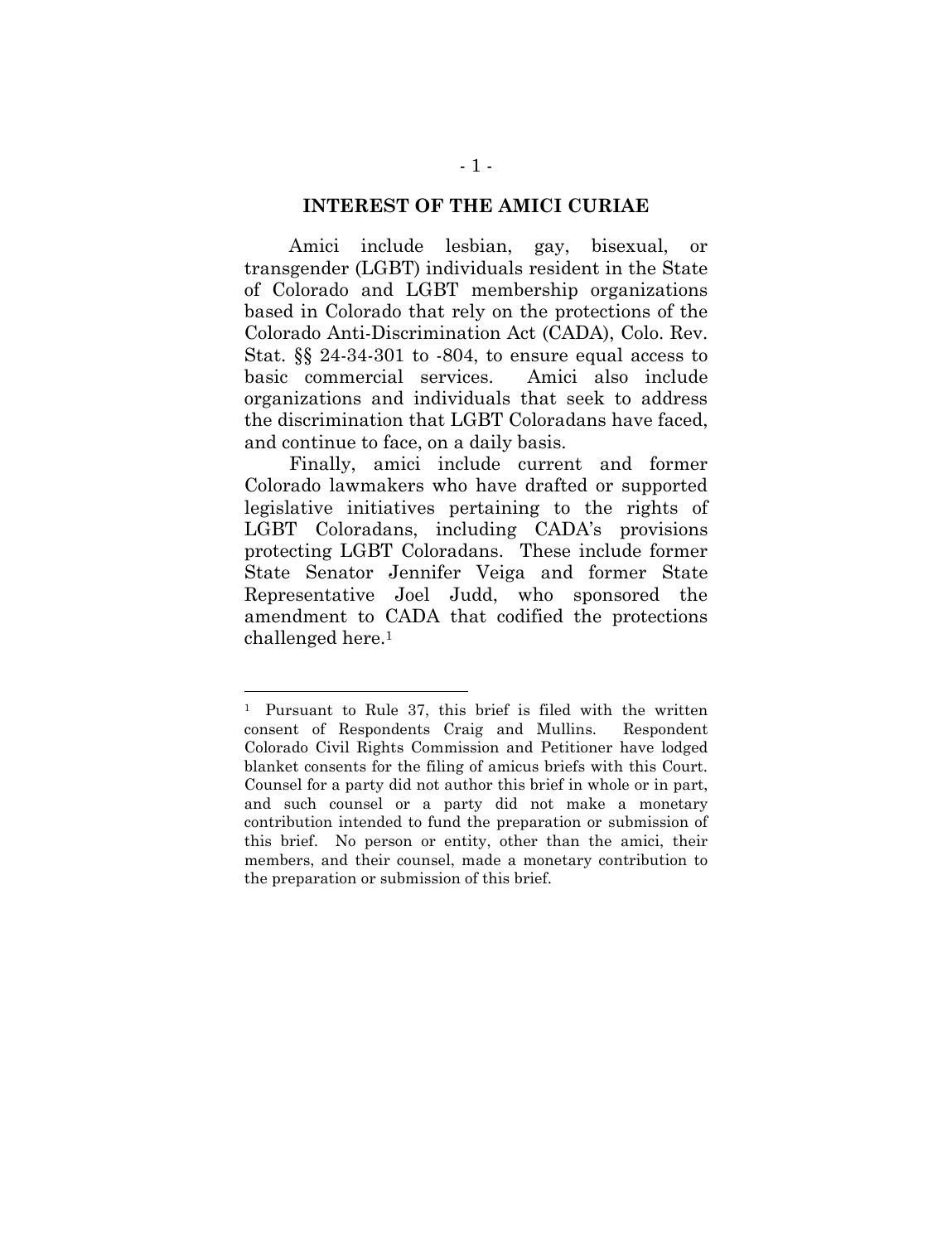## INTEREST OF THE AMICI CURIAE

Amici include lesbian, gay, bisexual, or transgender (LGBT) individuals resident in the State of Colorado and LGBT membership organizations based in Colorado that rely on the protections of the Colorado Anti-Discrimination Act (CADA), Colo. Rev. Stat. §§ 24-34-301 to -804, to ensure equal access to basic commercial services. Amici also include organizations and individuals that seek to address the discrimination that LGBT Coloradans have faced, and continue to face, on a daily basis.

Finally, amici include current and former Colorado lawmakers who have drafted or supported legislative initiatives pertaining to the rights of LGBT Coloradans, including CADA's provisions protecting LGBT Coloradans. These include former State Senator Jennifer Veiga and former State Representative Joel Judd, who sponsored the amendment to CADA that codified the protections challenged here.[1]

---

[1] Pursuant to Rule 37, this brief is filed with the written consent of Respondents Craig and Mullins. Respondent Colorado Civil Rights Commission and Petitioner have lodged blanket consents for the filing of amicus briefs with this Court. Counsel for a party did not author this brief in whole or in part, and such counsel or a party did not make a monetary contribution intended to fund the preparation or submission of this brief. No person or entity, other than the amici, their members, and their counsel, made a monetary contribution to the preparation or submission of this brief.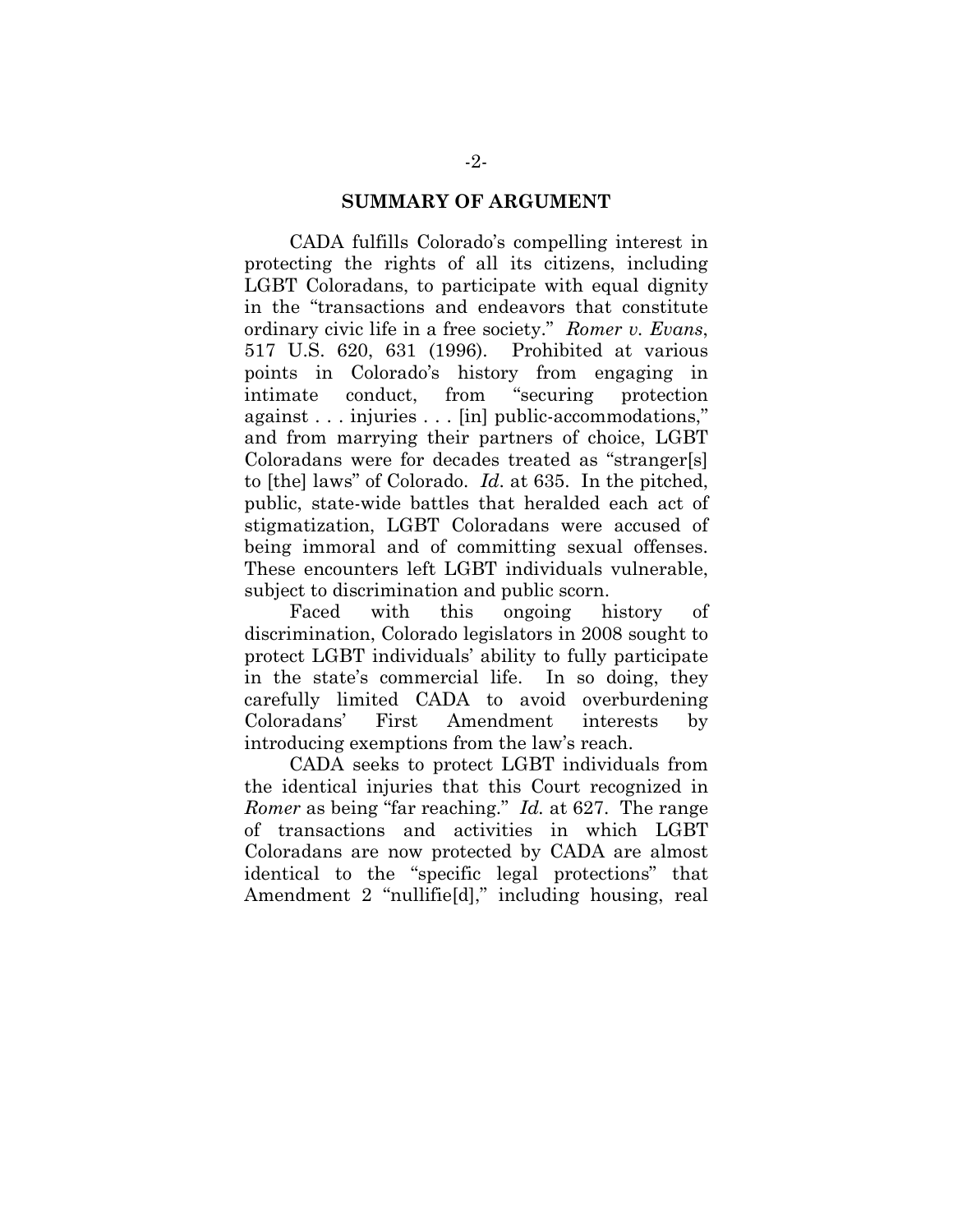## SUMMARY OF ARGUMENT

CADA fulfills Colorado's compelling interest in protecting the rights of all its citizens, including LGBT Coloradans, to participate with equal dignity in the "transactions and endeavors that constitute ordinary civic life in a free society." *Romer v. Evans*, 517 U.S. 620, 631 (1996). Prohibited at various points in Colorado's history from engaging in intimate conduct, from "securing protection against . . . injuries . . . [in] public-accommodations," and from marrying their partners of choice, LGBT Coloradans were for decades treated as "stranger[s] to [the] laws" of Colorado. *Id.* at 635. In the pitched, public, state-wide battles that heralded each act of stigmatization, LGBT Coloradans were accused of being immoral and of committing sexual offenses. These encounters left LGBT individuals vulnerable, subject to discrimination and public scorn.

Faced with this ongoing history of discrimination, Colorado legislators in 2008 sought to protect LGBT individuals' ability to fully participate in the state's commercial life. In so doing, they carefully limited CADA to avoid overburdening Coloradans' First Amendment interests by introducing exemptions from the law's reach.

CADA seeks to protect LGBT individuals from the identical injuries that this Court recognized in *Romer* as being "far reaching." *Id.* at 627. The range of transactions and activities in which LGBT Coloradans are now protected by CADA are almost identical to the "specific legal protections" that Amendment 2 "nullifie[d]," including housing, real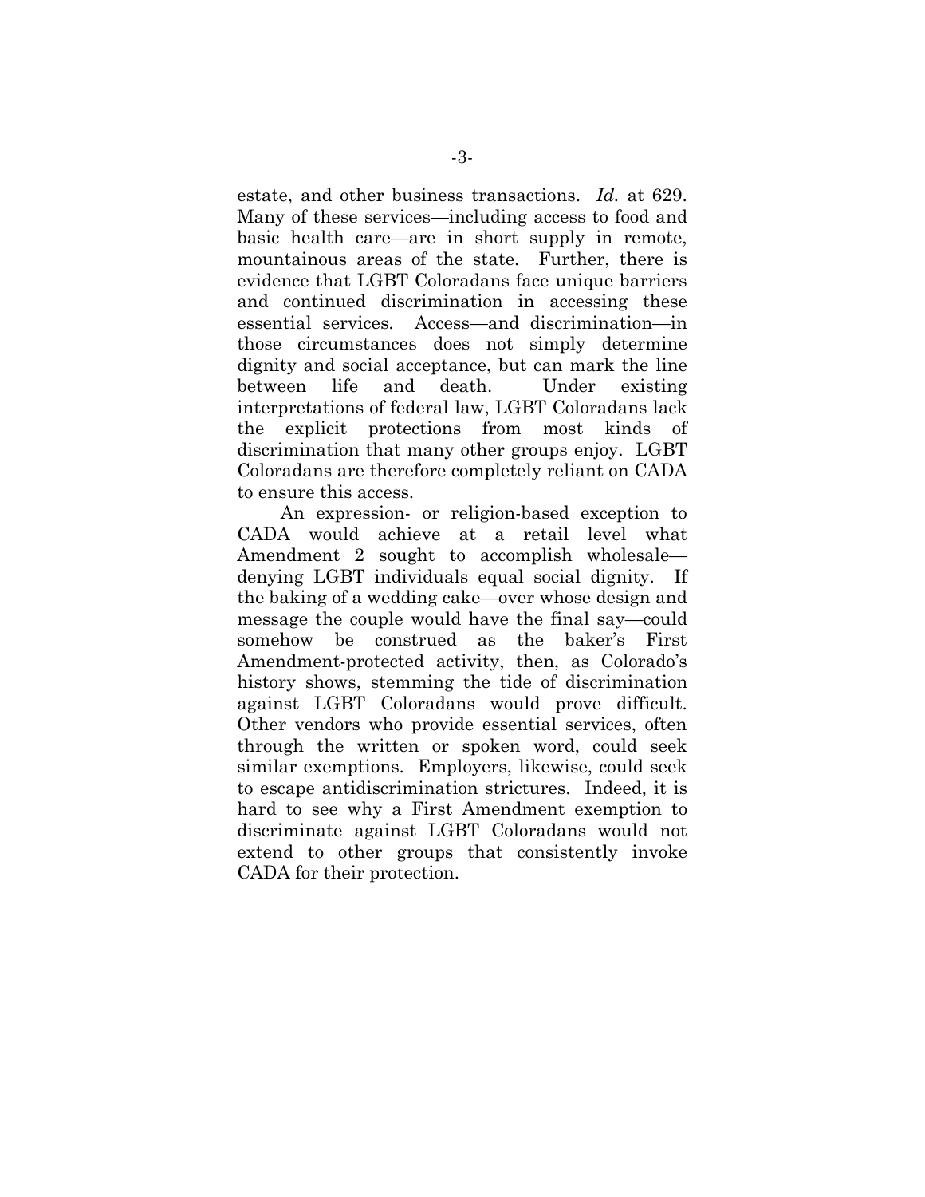estate, and other business transactions. *Id.* at 629. Many of these services—including access to food and basic health care—are in short supply in remote, mountainous areas of the state. Further, there is evidence that LGBT Coloradans face unique barriers and continued discrimination in accessing these essential services. Access—and discrimination—in those circumstances does not simply determine dignity and social acceptance, but can mark the line between life and death. Under existing interpretations of federal law, LGBT Coloradans lack the explicit protections from most kinds of discrimination that many other groups enjoy. LGBT Coloradans are therefore completely reliant on CADA to ensure this access.

An expression- or religion-based exception to CADA would achieve at a retail level what Amendment 2 sought to accomplish wholesale—denying LGBT individuals equal social dignity. If the baking of a wedding cake—over whose design and message the couple would have the final say—could somehow be construed as the baker's First Amendment-protected activity, then, as Colorado's history shows, stemming the tide of discrimination against LGBT Coloradans would prove difficult. Other vendors who provide essential services, often through the written or spoken word, could seek similar exemptions. Employers, likewise, could seek to escape antidiscrimination strictures. Indeed, it is hard to see why a First Amendment exemption to discriminate against LGBT Coloradans would not extend to other groups that consistently invoke CADA for their protection.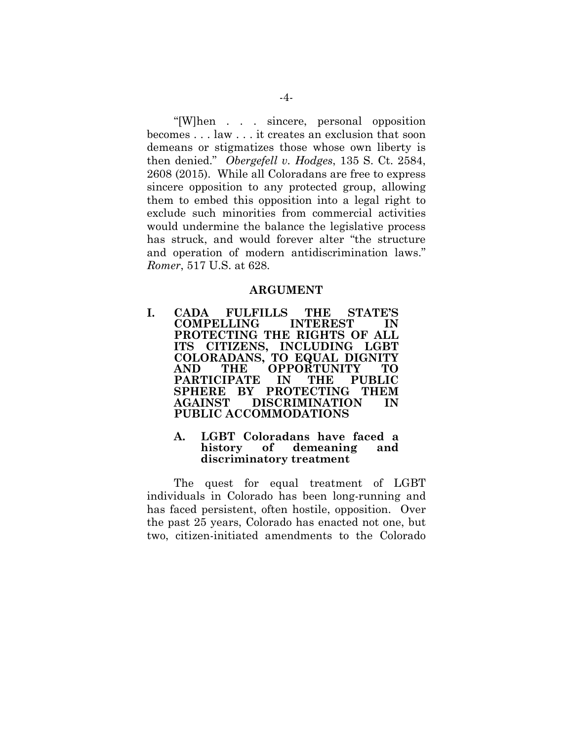"[W]hen . . . sincere, personal opposition becomes . . . law . . . it creates an exclusion that soon demeans or stigmatizes those whose own liberty is then denied." *Obergefell v. Hodges*, 135 S. Ct. 2584, 2608 (2015). While all Coloradans are free to express sincere opposition to any protected group, allowing them to embed this opposition into a legal right to exclude such minorities from commercial activities would undermine the balance the legislative process has struck, and would forever alter "the structure and operation of modern antidiscrimination laws." *Romer*, 517 U.S. at 628.

## ARGUMENT

### I. CADA FULFILLS THE STATE'S COMPELLING INTEREST IN PROTECTING THE RIGHTS OF ALL ITS CITIZENS, INCLUDING LGBT COLORADANS, TO EQUAL DIGNITY AND THE OPPORTUNITY TO PARTICIPATE IN THE PUBLIC SPHERE BY PROTECTING THEM AGAINST DISCRIMINATION IN PUBLIC ACCOMMODATIONS

#### A. LGBT Coloradans have faced a history of demeaning and discriminatory treatment

The quest for equal treatment of LGBT individuals in Colorado has been long-running and has faced persistent, often hostile, opposition. Over the past 25 years, Colorado has enacted not one, but two, citizen-initiated amendments to the Colorado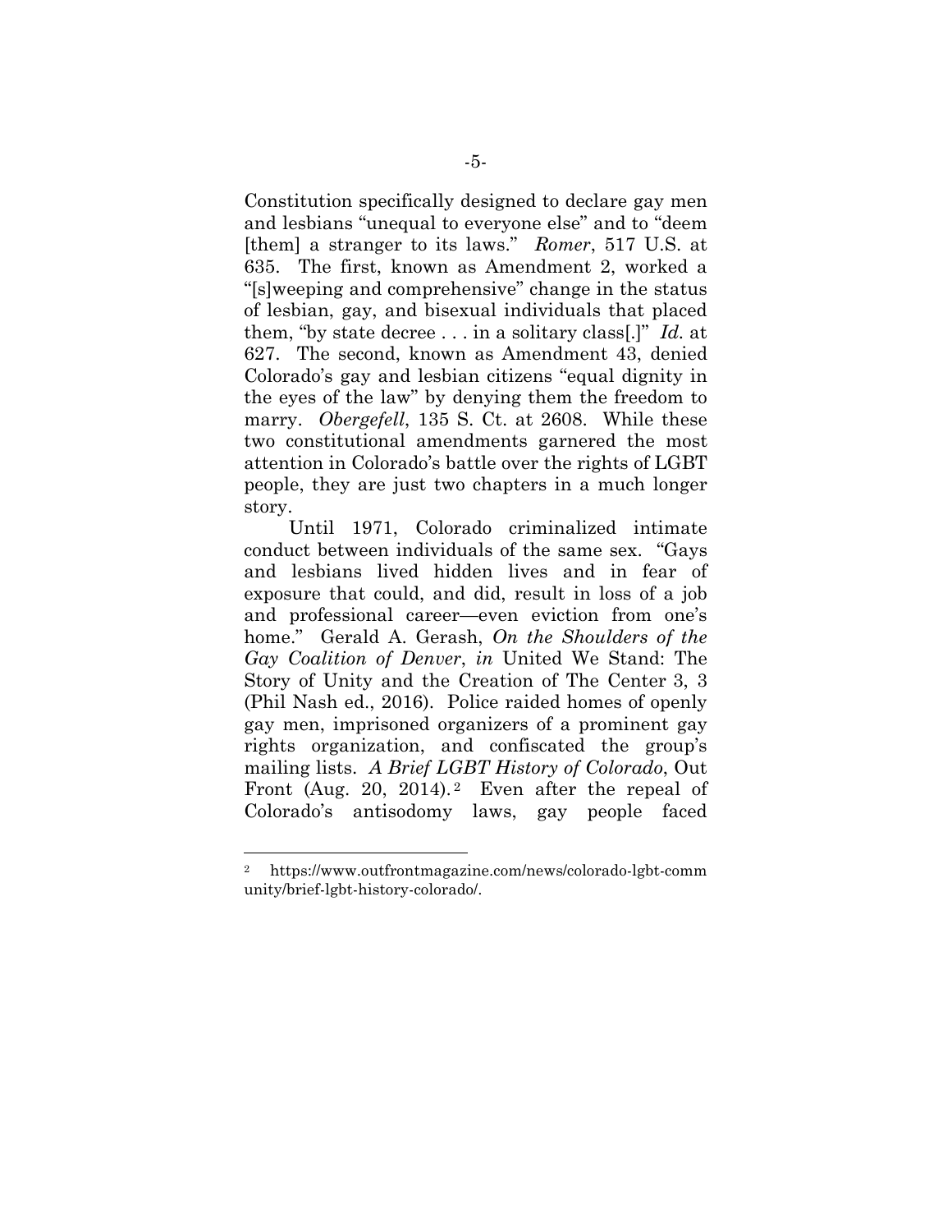Constitution specifically designed to declare gay men and lesbians "unequal to everyone else" and to "deem [them] a stranger to its laws." *Romer*, 517 U.S. at 635. The first, known as Amendment 2, worked a "[s]weeping and comprehensive" change in the status of lesbian, gay, and bisexual individuals that placed them, "by state decree . . . in a solitary class[.]" *Id.* at 627. The second, known as Amendment 43, denied Colorado's gay and lesbian citizens "equal dignity in the eyes of the law" by denying them the freedom to marry. *Obergefell*, 135 S. Ct. at 2608. While these two constitutional amendments garnered the most attention in Colorado's battle over the rights of LGBT people, they are just two chapters in a much longer story.

Until 1971, Colorado criminalized intimate conduct between individuals of the same sex. "Gays and lesbians lived hidden lives and in fear of exposure that could, and did, result in loss of a job and professional career—even eviction from one's home." Gerald A. Gerash, *On the Shoulders of the Gay Coalition of Denver*, *in* United We Stand: The Story of Unity and the Creation of The Center 3, 3 (Phil Nash ed., 2016). Police raided homes of openly gay men, imprisoned organizers of a prominent gay rights organization, and confiscated the group's mailing lists. *A Brief LGBT History of Colorado*, Out Front (Aug. 20, 2014).[2] Even after the repeal of Colorado's antisodomy laws, gay people faced

---

[2] https://www.outfrontmagazine.com/news/colorado-lgbt-community/brief-lgbt-history-colorado/.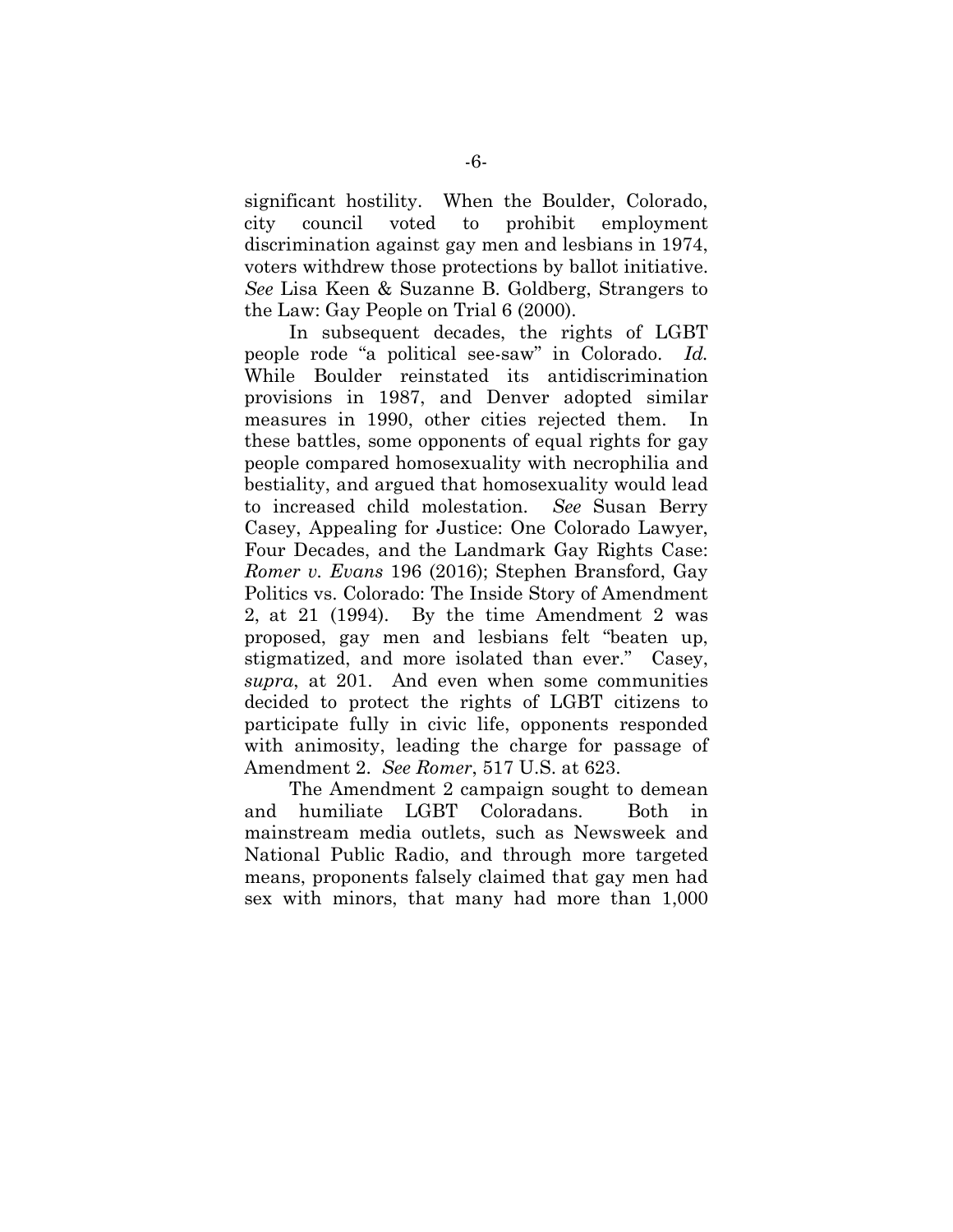significant hostility. When the Boulder, Colorado, city council voted to prohibit employment discrimination against gay men and lesbians in 1974, voters withdrew those protections by ballot initiative. *See* Lisa Keen & Suzanne B. Goldberg, Strangers to the Law: Gay People on Trial 6 (2000).

In subsequent decades, the rights of LGBT people rode "a political see-saw" in Colorado. *Id.* While Boulder reinstated its antidiscrimination provisions in 1987, and Denver adopted similar measures in 1990, other cities rejected them. In these battles, some opponents of equal rights for gay people compared homosexuality with necrophilia and bestiality, and argued that homosexuality would lead to increased child molestation. *See* Susan Berry Casey, Appealing for Justice: One Colorado Lawyer, Four Decades, and the Landmark Gay Rights Case: *Romer v. Evans* 196 (2016); Stephen Bransford, Gay Politics vs. Colorado: The Inside Story of Amendment 2, at 21 (1994). By the time Amendment 2 was proposed, gay men and lesbians felt "beaten up, stigmatized, and more isolated than ever." Casey, *supra*, at 201. And even when some communities decided to protect the rights of LGBT citizens to participate fully in civic life, opponents responded with animosity, leading the charge for passage of Amendment 2. *See Romer*, 517 U.S. at 623.

The Amendment 2 campaign sought to demean and humiliate LGBT Coloradans. Both in mainstream media outlets, such as Newsweek and National Public Radio, and through more targeted means, proponents falsely claimed that gay men had sex with minors, that many had more than 1,000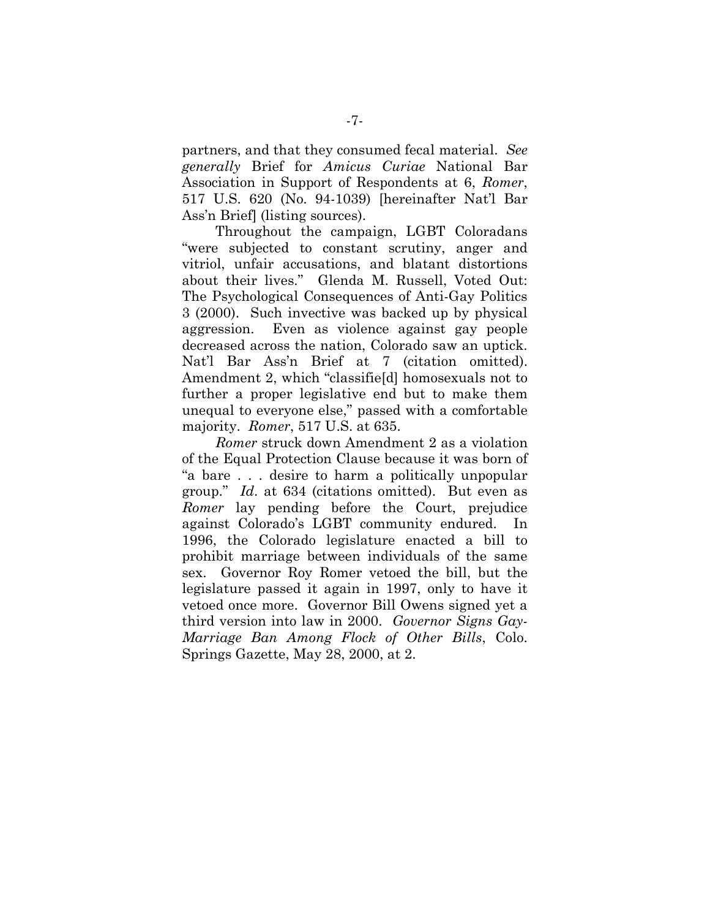partners, and that they consumed fecal material. *See generally* Brief for *Amicus Curiae* National Bar Association in Support of Respondents at 6, *Romer*, 517 U.S. 620 (No. 94-1039) [hereinafter Nat'l Bar Ass'n Brief] (listing sources).

Throughout the campaign, LGBT Coloradans "were subjected to constant scrutiny, anger and vitriol, unfair accusations, and blatant distortions about their lives." Glenda M. Russell, Voted Out: The Psychological Consequences of Anti-Gay Politics 3 (2000). Such invective was backed up by physical aggression. Even as violence against gay people decreased across the nation, Colorado saw an uptick. Nat'l Bar Ass'n Brief at 7 (citation omitted). Amendment 2, which "classifie[d] homosexuals not to further a proper legislative end but to make them unequal to everyone else," passed with a comfortable majority. *Romer*, 517 U.S. at 635.

*Romer* struck down Amendment 2 as a violation of the Equal Protection Clause because it was born of "a bare . . . desire to harm a politically unpopular group." *Id*. at 634 (citations omitted). But even as *Romer* lay pending before the Court, prejudice against Colorado's LGBT community endured. In 1996, the Colorado legislature enacted a bill to prohibit marriage between individuals of the same sex. Governor Roy Romer vetoed the bill, but the legislature passed it again in 1997, only to have it vetoed once more. Governor Bill Owens signed yet a third version into law in 2000. *Governor Signs Gay-Marriage Ban Among Flock of Other Bills*, Colo. Springs Gazette, May 28, 2000, at 2.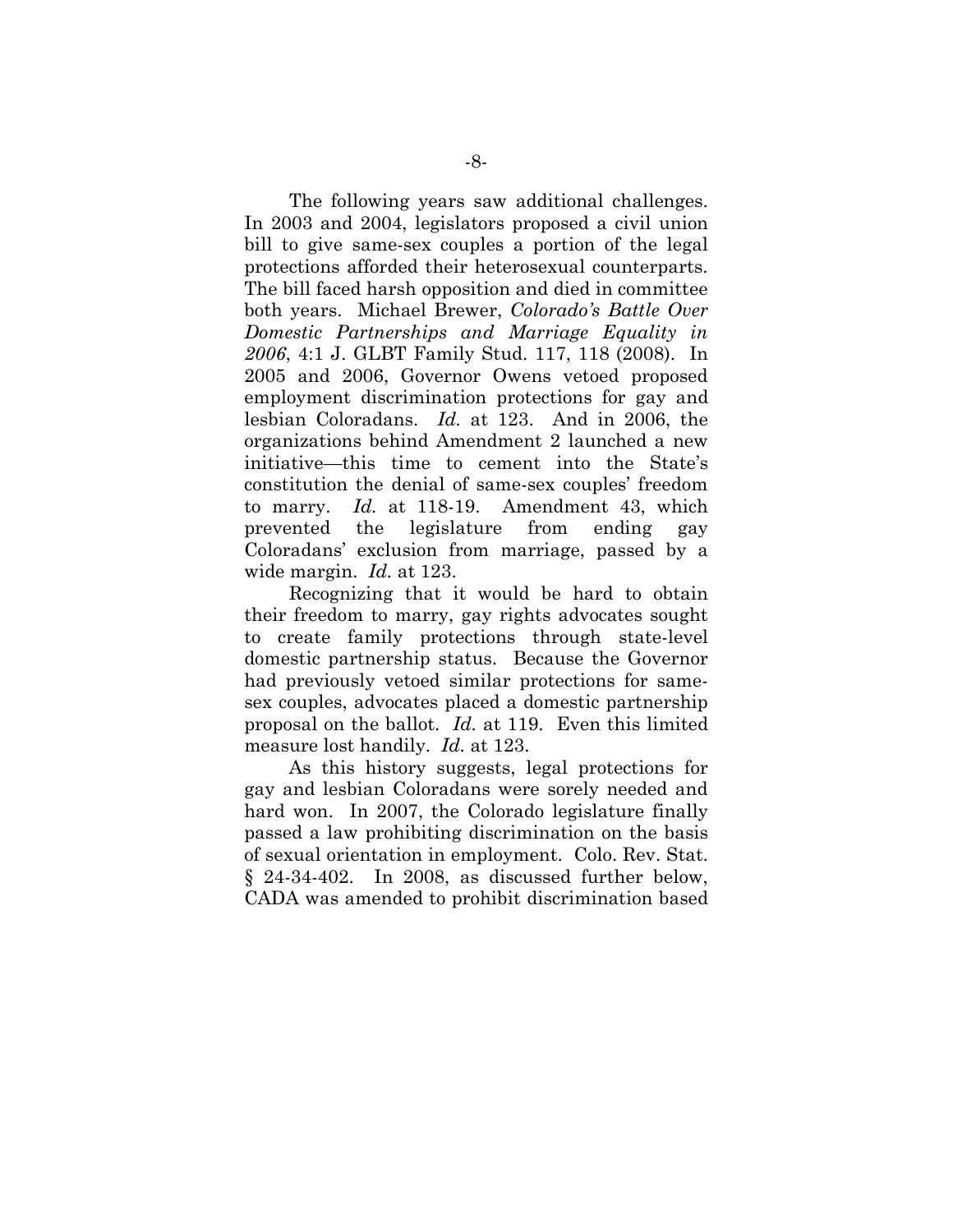The following years saw additional challenges. In 2003 and 2004, legislators proposed a civil union bill to give same-sex couples a portion of the legal protections afforded their heterosexual counterparts. The bill faced harsh opposition and died in committee both years. Michael Brewer, *Colorado's Battle Over Domestic Partnerships and Marriage Equality in 2006*, 4:1 J. GLBT Family Stud. 117, 118 (2008). In 2005 and 2006, Governor Owens vetoed proposed employment discrimination protections for gay and lesbian Coloradans. *Id.* at 123. And in 2006, the organizations behind Amendment 2 launched a new initiative—this time to cement into the State's constitution the denial of same-sex couples' freedom to marry. *Id.* at 118-19. Amendment 43, which prevented the legislature from ending gay Coloradans' exclusion from marriage, passed by a wide margin. *Id.* at 123.

Recognizing that it would be hard to obtain their freedom to marry, gay rights advocates sought to create family protections through state-level domestic partnership status. Because the Governor had previously vetoed similar protections for same-sex couples, advocates placed a domestic partnership proposal on the ballot. *Id.* at 119. Even this limited measure lost handily. *Id.* at 123.

As this history suggests, legal protections for gay and lesbian Coloradans were sorely needed and hard won. In 2007, the Colorado legislature finally passed a law prohibiting discrimination on the basis of sexual orientation in employment. Colo. Rev. Stat. § 24-34-402. In 2008, as discussed further below, CADA was amended to prohibit discrimination based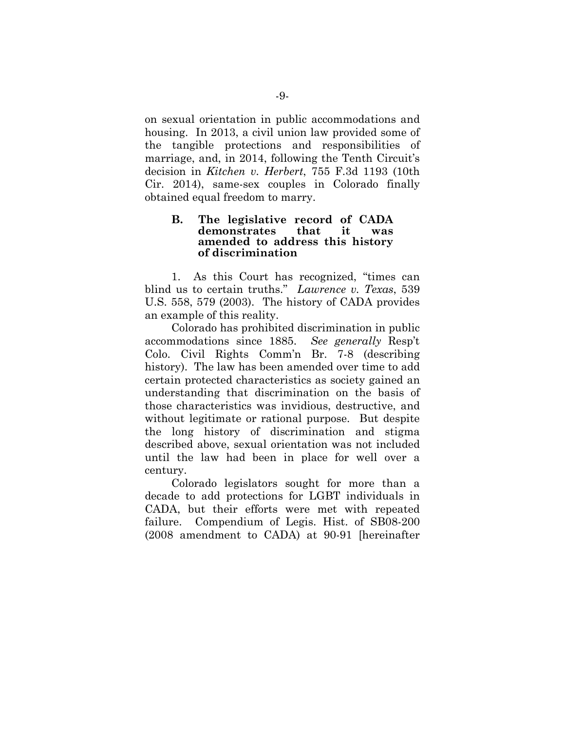on sexual orientation in public accommodations and housing. In 2013, a civil union law provided some of the tangible protections and responsibilities of marriage, and, in 2014, following the Tenth Circuit's decision in *Kitchen v. Herbert*, 755 F.3d 1193 (10th Cir. 2014), same-sex couples in Colorado finally obtained equal freedom to marry.

### B. The legislative record of CADA demonstrates that it was amended to address this history of discrimination

1. As this Court has recognized, "times can blind us to certain truths." *Lawrence v. Texas*, 539 U.S. 558, 579 (2003). The history of CADA provides an example of this reality.

Colorado has prohibited discrimination in public accommodations since 1885. *See generally* Resp't Colo. Civil Rights Comm'n Br. 7-8 (describing history). The law has been amended over time to add certain protected characteristics as society gained an understanding that discrimination on the basis of those characteristics was invidious, destructive, and without legitimate or rational purpose. But despite the long history of discrimination and stigma described above, sexual orientation was not included until the law had been in place for well over a century.

Colorado legislators sought for more than a decade to add protections for LGBT individuals in CADA, but their efforts were met with repeated failure. Compendium of Legis. Hist. of SB08-200 (2008 amendment to CADA) at 90-91 [hereinafter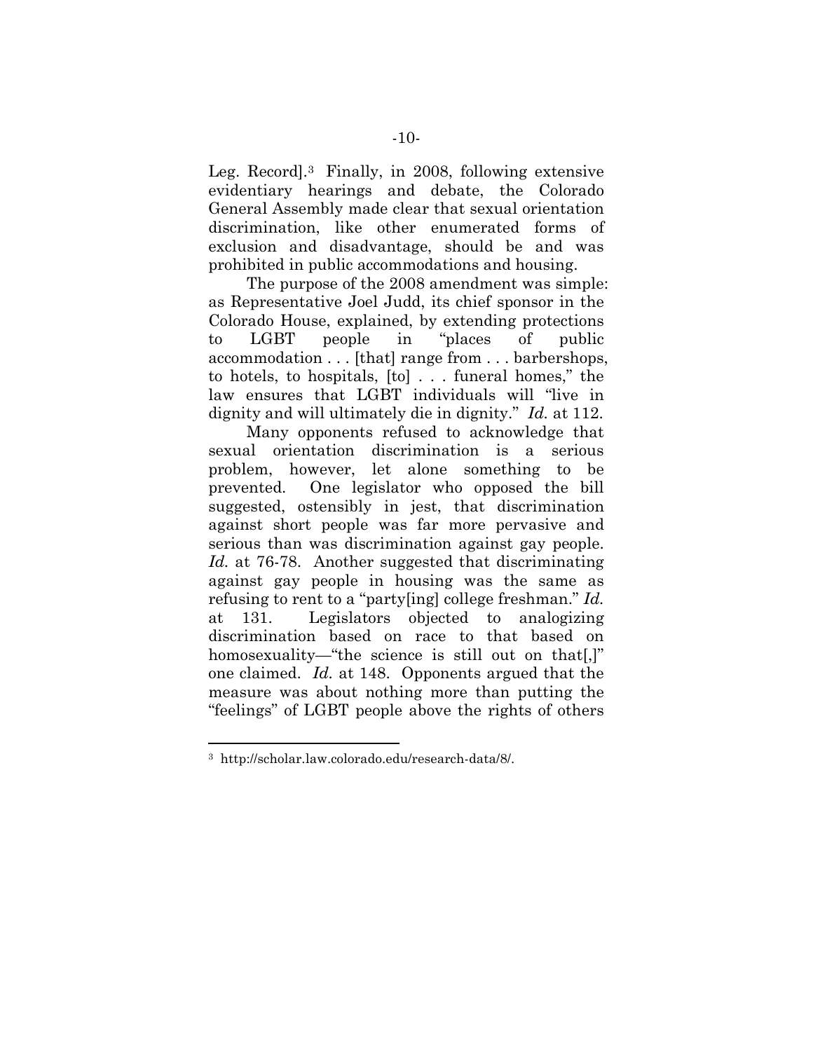Leg. Record].[3] Finally, in 2008, following extensive evidentiary hearings and debate, the Colorado General Assembly made clear that sexual orientation discrimination, like other enumerated forms of exclusion and disadvantage, should be and was prohibited in public accommodations and housing.

The purpose of the 2008 amendment was simple: as Representative Joel Judd, its chief sponsor in the Colorado House, explained, by extending protections to LGBT people in "places of public accommodation . . . [that] range from . . . barbershops, to hotels, to hospitals, [to] . . . funeral homes," the law ensures that LGBT individuals will "live in dignity and will ultimately die in dignity." *Id.* at 112.

Many opponents refused to acknowledge that sexual orientation discrimination is a serious problem, however, let alone something to be prevented. One legislator who opposed the bill suggested, ostensibly in jest, that discrimination against short people was far more pervasive and serious than was discrimination against gay people. *Id.* at 76-78. Another suggested that discriminating against gay people in housing was the same as refusing to rent to a "party[ing] college freshman." *Id.* at 131. Legislators objected to analogizing discrimination based on race to that based on homosexuality—"the science is still out on that[,]" one claimed. *Id.* at 148. Opponents argued that the measure was about nothing more than putting the "feelings" of LGBT people above the rights of others

---

[3] http://scholar.law.colorado.edu/research-data/8/.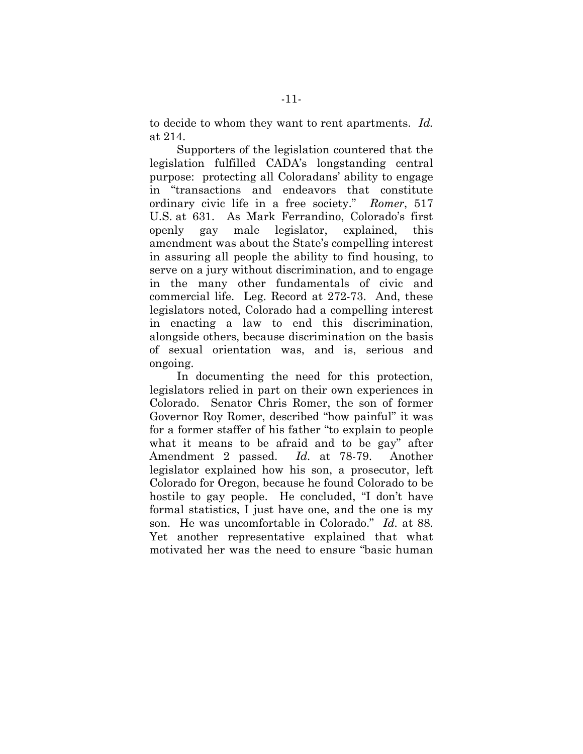to decide to whom they want to rent apartments. *Id.* at 214.

Supporters of the legislation countered that the legislation fulfilled CADA's longstanding central purpose: protecting all Coloradans' ability to engage in "transactions and endeavors that constitute ordinary civic life in a free society." *Romer*, 517 U.S. at 631. As Mark Ferrandino, Colorado's first openly gay male legislator, explained, this amendment was about the State's compelling interest in assuring all people the ability to find housing, to serve on a jury without discrimination, and to engage in the many other fundamentals of civic and commercial life. Leg. Record at 272-73. And, these legislators noted, Colorado had a compelling interest in enacting a law to end this discrimination, alongside others, because discrimination on the basis of sexual orientation was, and is, serious and ongoing.

In documenting the need for this protection, legislators relied in part on their own experiences in Colorado. Senator Chris Romer, the son of former Governor Roy Romer, described "how painful" it was for a former staffer of his father "to explain to people what it means to be afraid and to be gay" after Amendment 2 passed. *Id.* at 78-79. Another legislator explained how his son, a prosecutor, left Colorado for Oregon, because he found Colorado to be hostile to gay people. He concluded, "I don't have formal statistics, I just have one, and the one is my son. He was uncomfortable in Colorado." *Id.* at 88. Yet another representative explained that what motivated her was the need to ensure "basic human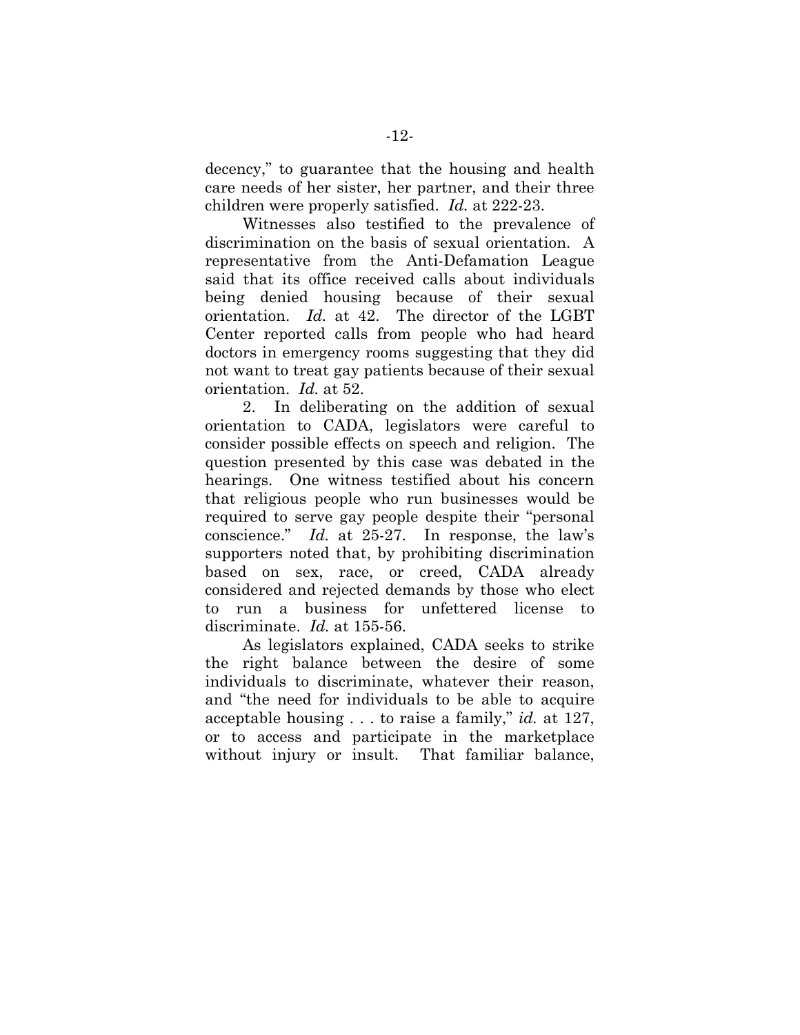decency," to guarantee that the housing and health care needs of her sister, her partner, and their three children were properly satisfied. *Id.* at 222-23.

Witnesses also testified to the prevalence of discrimination on the basis of sexual orientation. A representative from the Anti-Defamation League said that its office received calls about individuals being denied housing because of their sexual orientation. *Id.* at 42. The director of the LGBT Center reported calls from people who had heard doctors in emergency rooms suggesting that they did not want to treat gay patients because of their sexual orientation. *Id.* at 52.

2. In deliberating on the addition of sexual orientation to CADA, legislators were careful to consider possible effects on speech and religion. The question presented by this case was debated in the hearings. One witness testified about his concern that religious people who run businesses would be required to serve gay people despite their "personal conscience." *Id.* at 25-27. In response, the law's supporters noted that, by prohibiting discrimination based on sex, race, or creed, CADA already considered and rejected demands by those who elect to run a business for unfettered license to discriminate. *Id.* at 155-56.

As legislators explained, CADA seeks to strike the right balance between the desire of some individuals to discriminate, whatever their reason, and "the need for individuals to be able to acquire acceptable housing . . . to raise a family," *id.* at 127, or to access and participate in the marketplace without injury or insult. That familiar balance,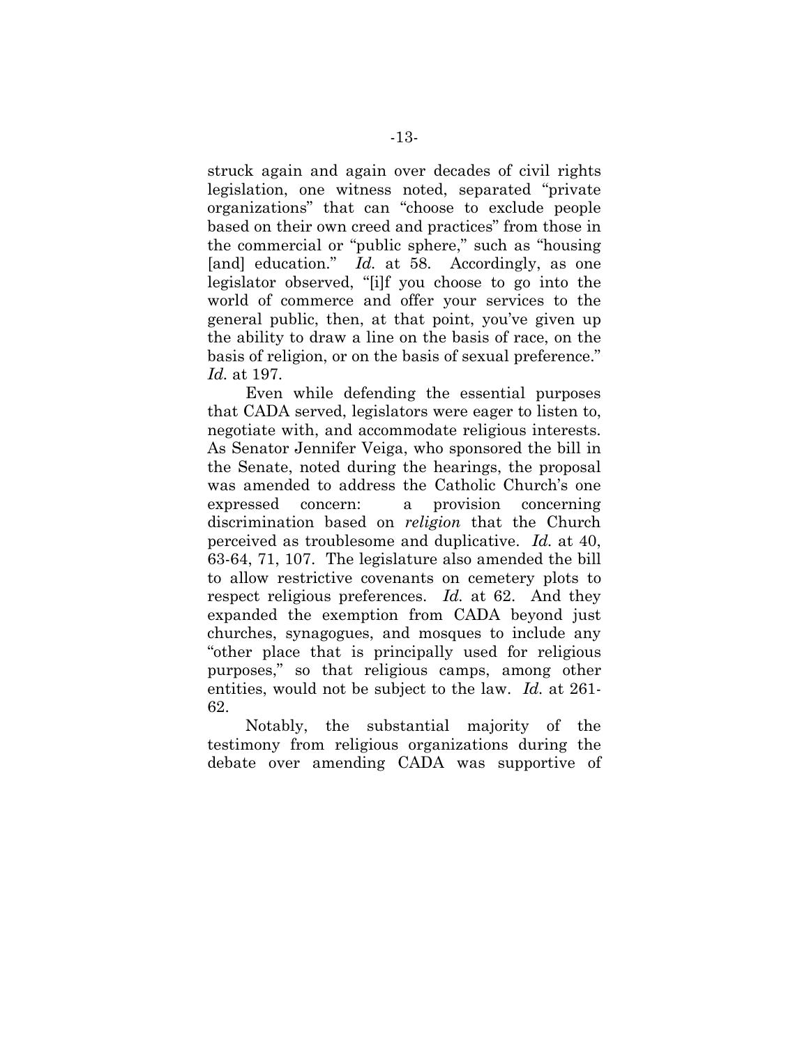struck again and again over decades of civil rights legislation, one witness noted, separated "private organizations" that can "choose to exclude people based on their own creed and practices" from those in the commercial or "public sphere," such as "housing [and] education." *Id.* at 58. Accordingly, as one legislator observed, "[i]f you choose to go into the world of commerce and offer your services to the general public, then, at that point, you've given up the ability to draw a line on the basis of race, on the basis of religion, or on the basis of sexual preference." *Id.* at 197.

Even while defending the essential purposes that CADA served, legislators were eager to listen to, negotiate with, and accommodate religious interests. As Senator Jennifer Veiga, who sponsored the bill in the Senate, noted during the hearings, the proposal was amended to address the Catholic Church's one expressed concern: a provision concerning discrimination based on *religion* that the Church perceived as troublesome and duplicative. *Id.* at 40, 63-64, 71, 107. The legislature also amended the bill to allow restrictive covenants on cemetery plots to respect religious preferences. *Id.* at 62. And they expanded the exemption from CADA beyond just churches, synagogues, and mosques to include any "other place that is principally used for religious purposes," so that religious camps, among other entities, would not be subject to the law. *Id.* at 261-62.

Notably, the substantial majority of the testimony from religious organizations during the debate over amending CADA was supportive of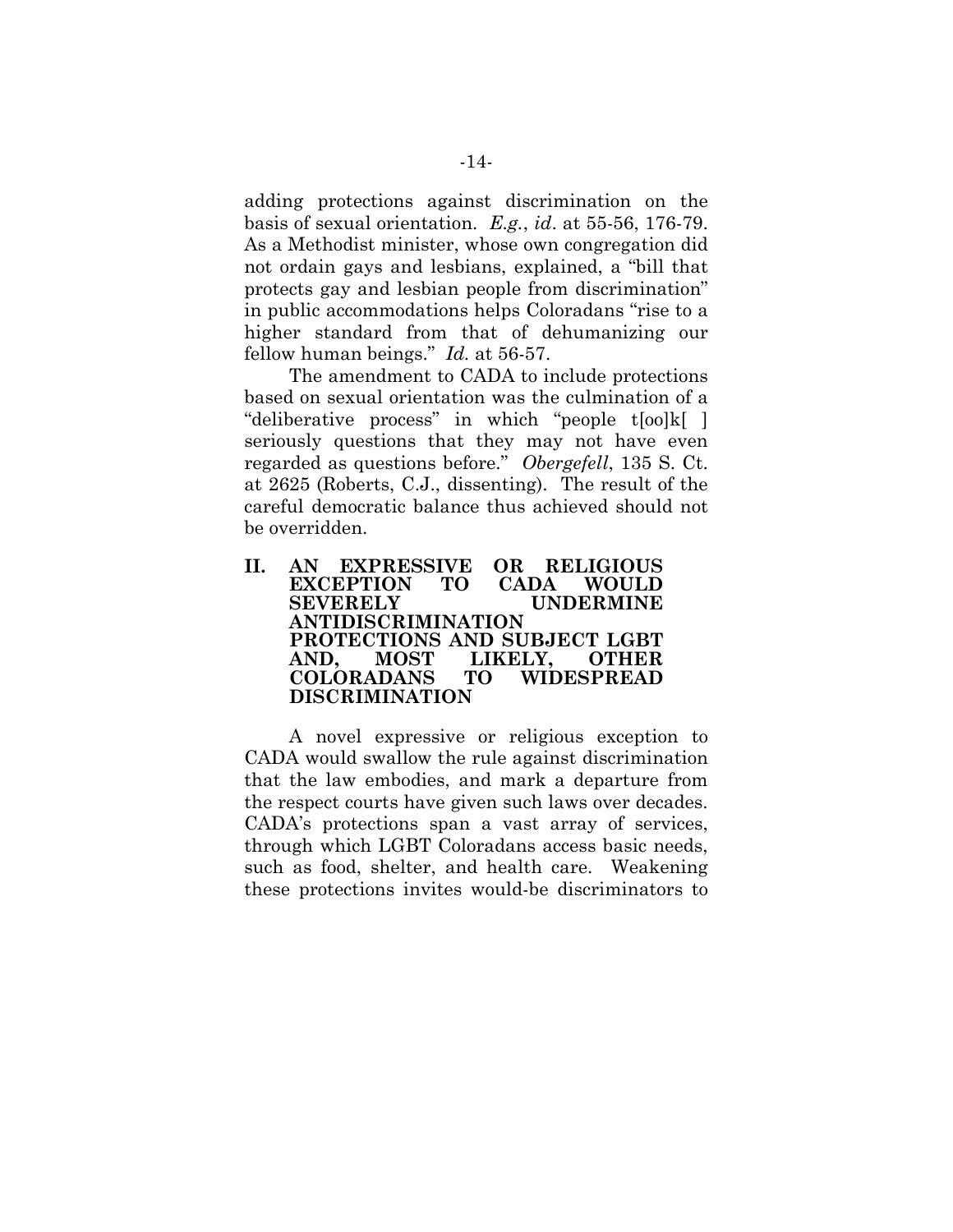adding protections against discrimination on the basis of sexual orientation. *E.g.*, *id*. at 55-56, 176-79. As a Methodist minister, whose own congregation did not ordain gays and lesbians, explained, a "bill that protects gay and lesbian people from discrimination" in public accommodations helps Coloradans "rise to a higher standard from that of dehumanizing our fellow human beings." *Id.* at 56-57.

The amendment to CADA to include protections based on sexual orientation was the culmination of a "deliberative process" in which "people t[oo]k[ ] seriously questions that they may not have even regarded as questions before." *Obergefell*, 135 S. Ct. at 2625 (Roberts, C.J., dissenting). The result of the careful democratic balance thus achieved should not be overridden.

## II. AN EXPRESSIVE OR RELIGIOUS EXCEPTION TO CADA WOULD SEVERELY UNDERMINE ANTIDISCRIMINATION PROTECTIONS AND SUBJECT LGBT AND, MOST LIKELY, OTHER COLORADANS TO WIDESPREAD DISCRIMINATION

A novel expressive or religious exception to CADA would swallow the rule against discrimination that the law embodies, and mark a departure from the respect courts have given such laws over decades. CADA's protections span a vast array of services, through which LGBT Coloradans access basic needs, such as food, shelter, and health care. Weakening these protections invites would-be discriminators to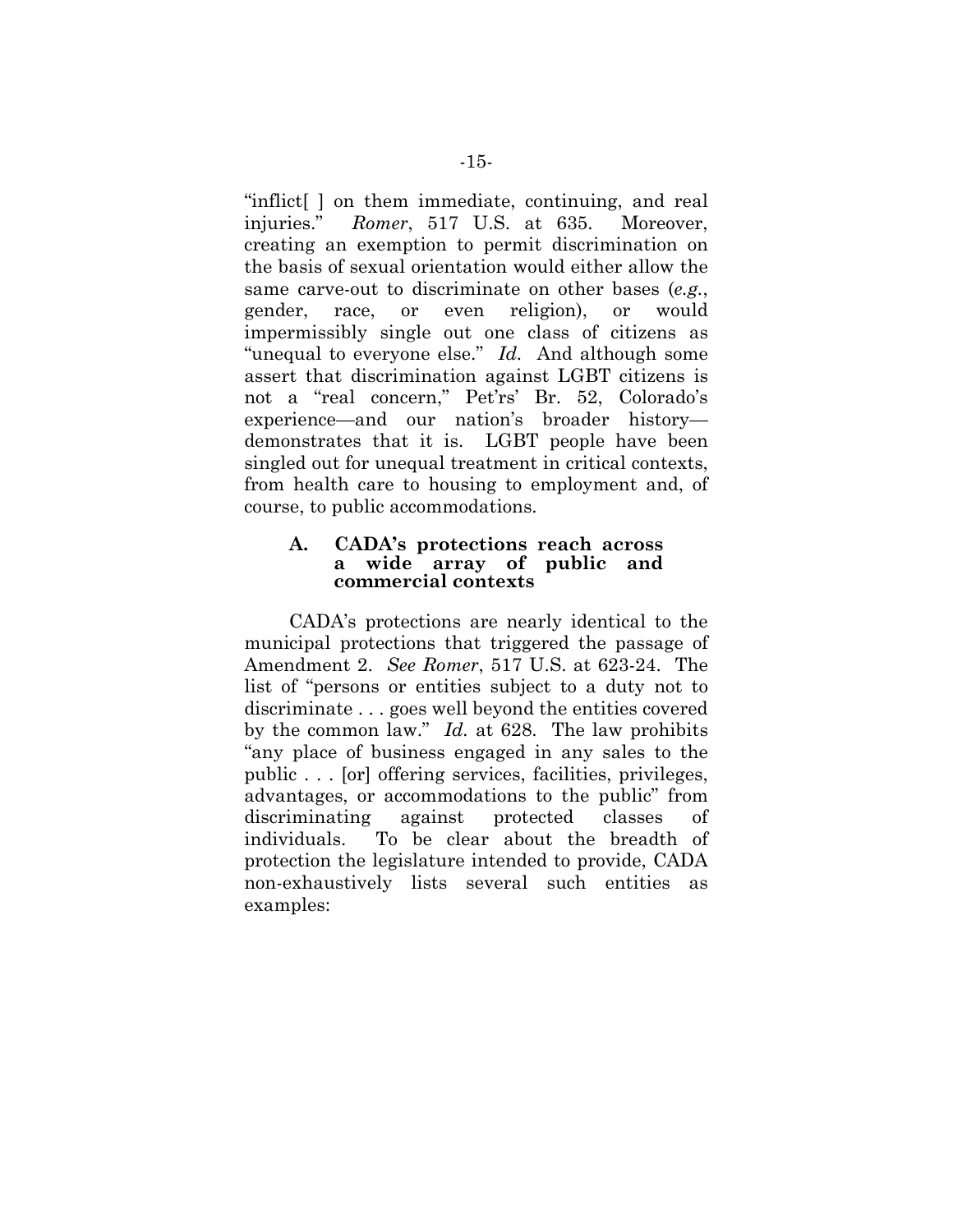"inflict[ ] on them immediate, continuing, and real injuries." *Romer*, 517 U.S. at 635. Moreover, creating an exemption to permit discrimination on the basis of sexual orientation would either allow the same carve-out to discriminate on other bases (*e.g.*, gender, race, or even religion), or would impermissibly single out one class of citizens as "unequal to everyone else." *Id.* And although some assert that discrimination against LGBT citizens is not a "real concern," Pet'rs' Br. 52, Colorado's experience—and our nation's broader history—demonstrates that it is. LGBT people have been singled out for unequal treatment in critical contexts, from health care to housing to employment and, of course, to public accommodations.

### A. CADA's protections reach across a wide array of public and commercial contexts

CADA's protections are nearly identical to the municipal protections that triggered the passage of Amendment 2. *See Romer*, 517 U.S. at 623-24. The list of "persons or entities subject to a duty not to discriminate . . . goes well beyond the entities covered by the common law." *Id.* at 628. The law prohibits "any place of business engaged in any sales to the public . . . [or] offering services, facilities, privileges, advantages, or accommodations to the public" from discriminating against protected classes of individuals. To be clear about the breadth of protection the legislature intended to provide, CADA non-exhaustively lists several such entities as examples: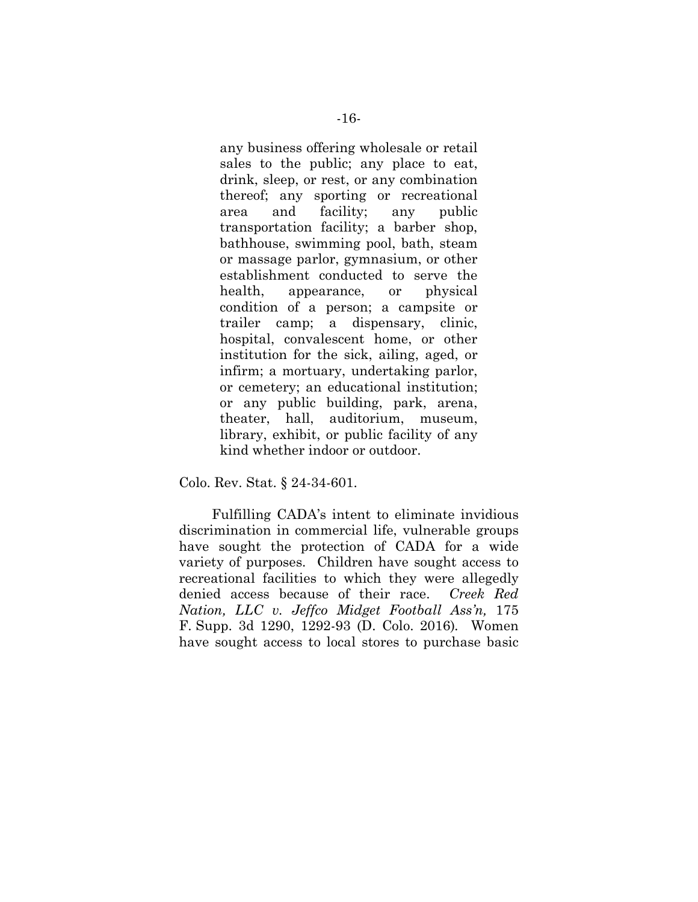> any business offering wholesale or retail sales to the public; any place to eat, drink, sleep, or rest, or any combination thereof; any sporting or recreational area and facility; any public transportation facility; a barber shop, bathhouse, swimming pool, bath, steam or massage parlor, gymnasium, or other establishment conducted to serve the health, appearance, or physical condition of a person; a campsite or trailer camp; a dispensary, clinic, hospital, convalescent home, or other institution for the sick, ailing, aged, or infirm; a mortuary, undertaking parlor, or cemetery; an educational institution; or any public building, park, arena, theater, hall, auditorium, museum, library, exhibit, or public facility of any kind whether indoor or outdoor.

Colo. Rev. Stat. § 24-34-601.

Fulfilling CADA's intent to eliminate invidious discrimination in commercial life, vulnerable groups have sought the protection of CADA for a wide variety of purposes. Children have sought access to recreational facilities to which they were allegedly denied access because of their race. *Creek Red Nation, LLC v. Jeffco Midget Football Ass'n,* 175 F. Supp. 3d 1290, 1292-93 (D. Colo. 2016). Women have sought access to local stores to purchase basic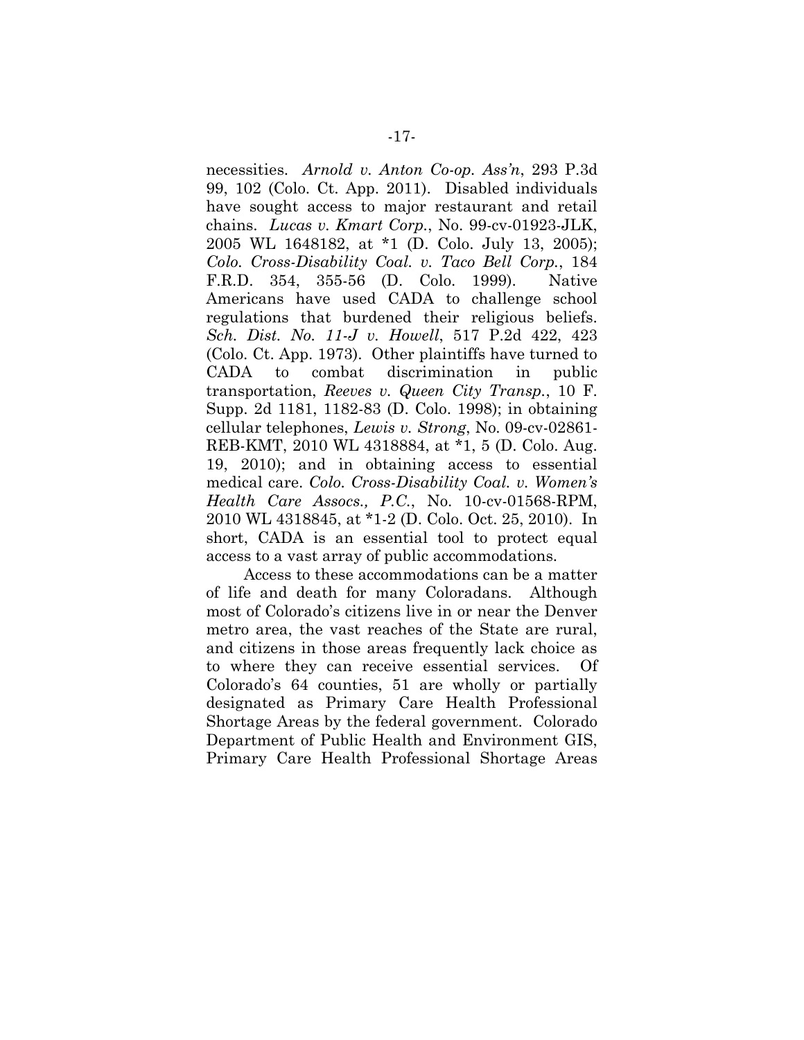necessities. *Arnold v. Anton Co-op. Ass'n*, 293 P.3d 99, 102 (Colo. Ct. App. 2011). Disabled individuals have sought access to major restaurant and retail chains. *Lucas v. Kmart Corp.*, No. 99-cv-01923-JLK, 2005 WL 1648182, at *1 (D. Colo. July 13, 2005); *Colo. Cross-Disability Coal. v. Taco Bell Corp.*, 184 F.R.D. 354, 355-56 (D. Colo. 1999). Native Americans have used CADA to challenge school regulations that burdened their religious beliefs. *Sch. Dist. No. 11-J v. Howell*, 517 P.2d 422, 423 (Colo. Ct. App. 1973). Other plaintiffs have turned to CADA to combat discrimination in public transportation, *Reeves v. Queen City Transp.*, 10 F. Supp. 2d 1181, 1182-83 (D. Colo. 1998); in obtaining cellular telephones, *Lewis v. Strong*, No. 09-cv-02861-REB-KMT, 2010 WL 4318884, at *1, 5 (D. Colo. Aug. 19, 2010); and in obtaining access to essential medical care. *Colo. Cross-Disability Coal. v. Women's Health Care Assocs., P.C.*, No. 10-cv-01568-RPM, 2010 WL 4318845, at *1-2 (D. Colo. Oct. 25, 2010). In short, CADA is an essential tool to protect equal access to a vast array of public accommodations.

Access to these accommodations can be a matter of life and death for many Coloradans. Although most of Colorado's citizens live in or near the Denver metro area, the vast reaches of the State are rural, and citizens in those areas frequently lack choice as to where they can receive essential services. Of Colorado's 64 counties, 51 are wholly or partially designated as Primary Care Health Professional Shortage Areas by the federal government. Colorado Department of Public Health and Environment GIS, Primary Care Health Professional Shortage Areas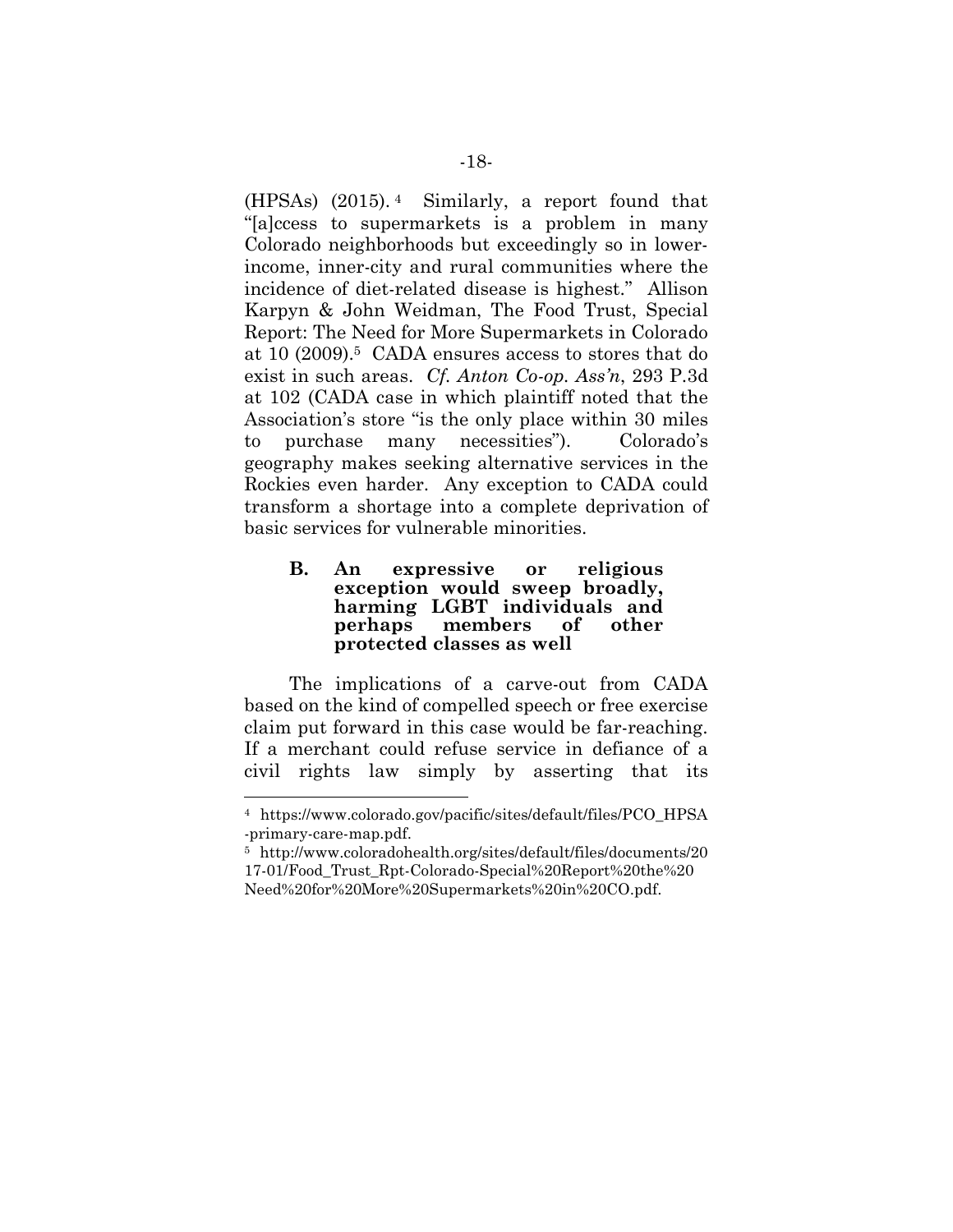(HPSAs) (2015).[4] Similarly, a report found that "[a]ccess to supermarkets is a problem in many Colorado neighborhoods but exceedingly so in lower-income, inner-city and rural communities where the incidence of diet-related disease is highest." Allison Karpyn & John Weidman, The Food Trust, Special Report: The Need for More Supermarkets in Colorado at 10 (2009).[5] CADA ensures access to stores that do exist in such areas. *Cf. Anton Co-op. Ass'n*, 293 P.3d at 102 (CADA case in which plaintiff noted that the Association's store "is the only place within 30 miles to purchase many necessities"). Colorado's geography makes seeking alternative services in the Rockies even harder. Any exception to CADA could transform a shortage into a complete deprivation of basic services for vulnerable minorities.

### B. An expressive or religious exception would sweep broadly, harming LGBT individuals and perhaps members of other protected classes as well

The implications of a carve-out from CADA based on the kind of compelled speech or free exercise claim put forward in this case would be far-reaching. If a merchant could refuse service in defiance of a civil rights law simply by asserting that its

---

[4] https://www.colorado.gov/pacific/sites/default/files/PCO_HPSA-primary-care-map.pdf.

[5] http://www.coloradohealth.org/sites/default/files/documents/2017-01/Food_Trust_Rpt-Colorado-Special%20Report%20the%20Need%20for%20More%20Supermarkets%20in%20CO.pdf.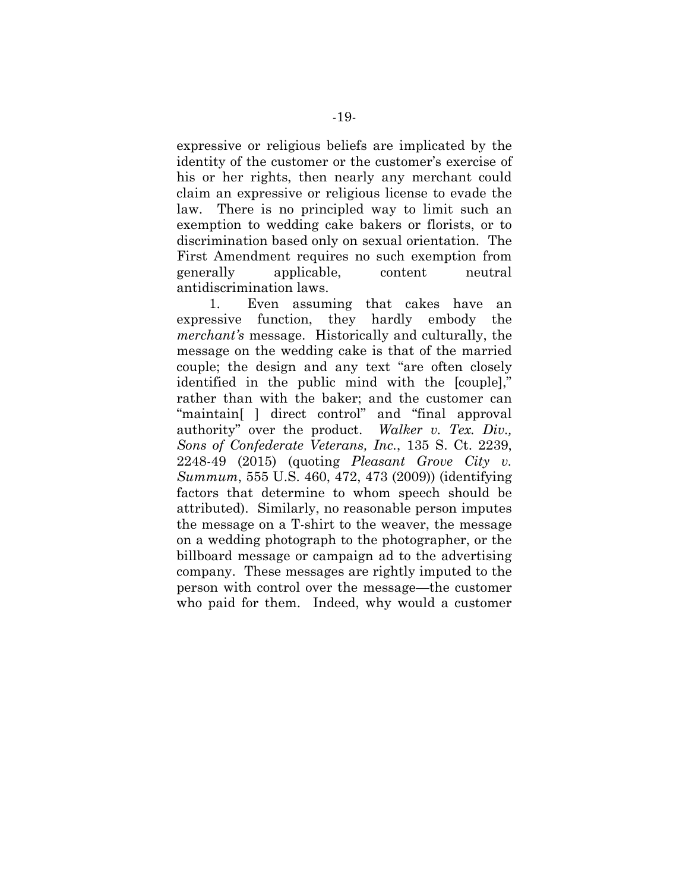expressive or religious beliefs are implicated by the identity of the customer or the customer's exercise of his or her rights, then nearly any merchant could claim an expressive or religious license to evade the law. There is no principled way to limit such an exemption to wedding cake bakers or florists, or to discrimination based only on sexual orientation. The First Amendment requires no such exemption from generally applicable, content neutral antidiscrimination laws.

1. Even assuming that cakes have an expressive function, they hardly embody the *merchant's* message. Historically and culturally, the message on the wedding cake is that of the married couple; the design and any text "are often closely identified in the public mind with the [couple]," rather than with the baker; and the customer can "maintain[ ] direct control" and "final approval authority" over the product. *Walker v. Tex. Div., Sons of Confederate Veterans, Inc.*, 135 S. Ct. 2239, 2248-49 (2015) (quoting *Pleasant Grove City v. Summum*, 555 U.S. 460, 472, 473 (2009)) (identifying factors that determine to whom speech should be attributed). Similarly, no reasonable person imputes the message on a T-shirt to the weaver, the message on a wedding photograph to the photographer, or the billboard message or campaign ad to the advertising company. These messages are rightly imputed to the person with control over the message—the customer who paid for them. Indeed, why would a customer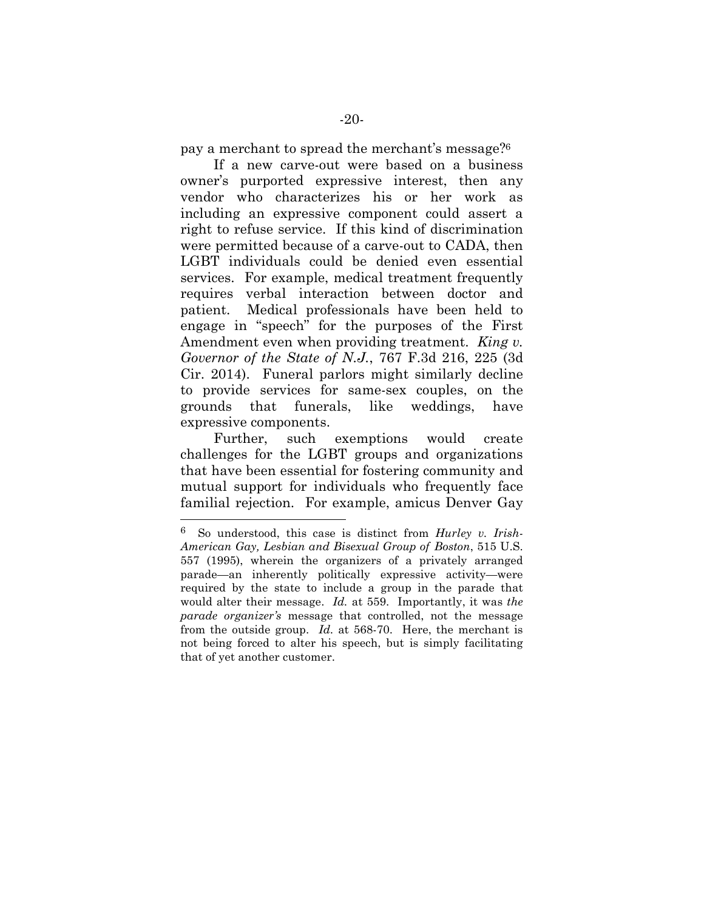pay a merchant to spread the merchant's message?[6]

If a new carve-out were based on a business owner's purported expressive interest, then any vendor who characterizes his or her work as including an expressive component could assert a right to refuse service. If this kind of discrimination were permitted because of a carve-out to CADA, then LGBT individuals could be denied even essential services. For example, medical treatment frequently requires verbal interaction between doctor and patient. Medical professionals have been held to engage in "speech" for the purposes of the First Amendment even when providing treatment. *King v. Governor of the State of N.J.*, 767 F.3d 216, 225 (3d Cir. 2014). Funeral parlors might similarly decline to provide services for same-sex couples, on the grounds that funerals, like weddings, have expressive components.

Further, such exemptions would create challenges for the LGBT groups and organizations that have been essential for fostering community and mutual support for individuals who frequently face familial rejection. For example, amicus Denver Gay

---

[6] So understood, this case is distinct from *Hurley v. Irish-American Gay, Lesbian and Bisexual Group of Boston*, 515 U.S. 557 (1995), wherein the organizers of a privately arranged parade—an inherently politically expressive activity—were required by the state to include a group in the parade that would alter their message. *Id.* at 559. Importantly, it was *the parade organizer's* message that controlled, not the message from the outside group. *Id.* at 568-70. Here, the merchant is not being forced to alter his speech, but is simply facilitating that of yet another customer.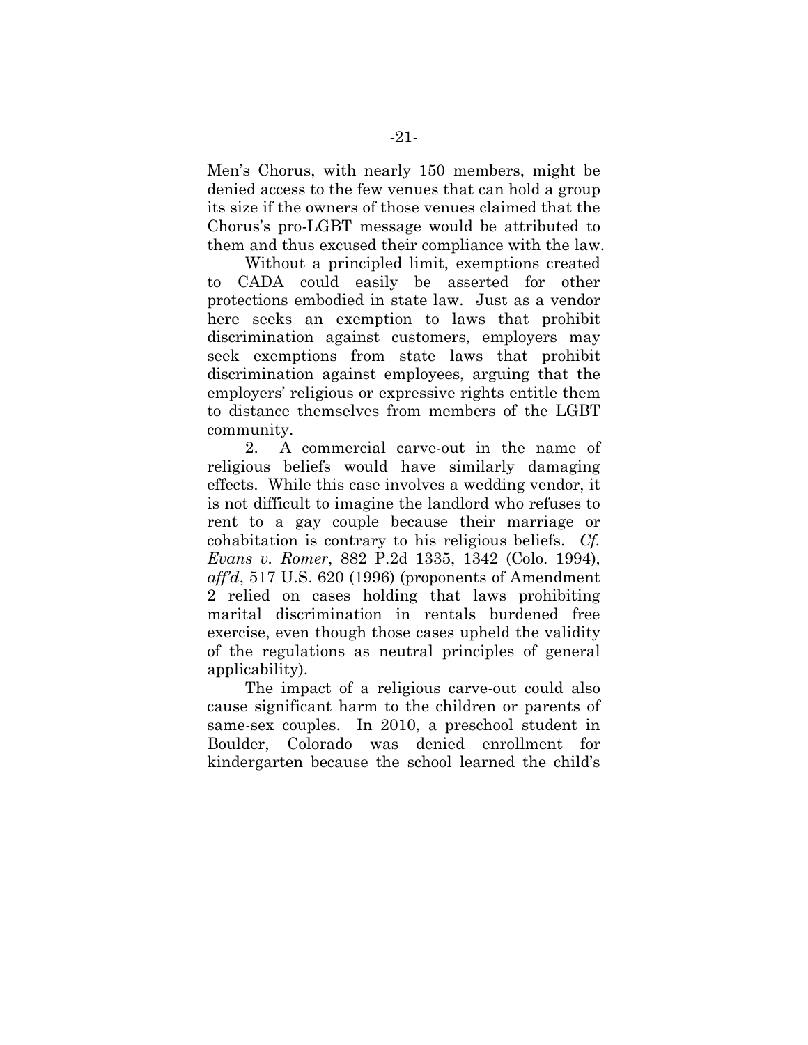Men's Chorus, with nearly 150 members, might be denied access to the few venues that can hold a group its size if the owners of those venues claimed that the Chorus's pro-LGBT message would be attributed to them and thus excused their compliance with the law.

Without a principled limit, exemptions created to CADA could easily be asserted for other protections embodied in state law. Just as a vendor here seeks an exemption to laws that prohibit discrimination against customers, employers may seek exemptions from state laws that prohibit discrimination against employees, arguing that the employers' religious or expressive rights entitle them to distance themselves from members of the LGBT community.

2. A commercial carve-out in the name of religious beliefs would have similarly damaging effects. While this case involves a wedding vendor, it is not difficult to imagine the landlord who refuses to rent to a gay couple because their marriage or cohabitation is contrary to his religious beliefs. *Cf. Evans v. Romer*, 882 P.2d 1335, 1342 (Colo. 1994), *aff'd*, 517 U.S. 620 (1996) (proponents of Amendment 2 relied on cases holding that laws prohibiting marital discrimination in rentals burdened free exercise, even though those cases upheld the validity of the regulations as neutral principles of general applicability).

The impact of a religious carve-out could also cause significant harm to the children or parents of same-sex couples. In 2010, a preschool student in Boulder, Colorado was denied enrollment for kindergarten because the school learned the child's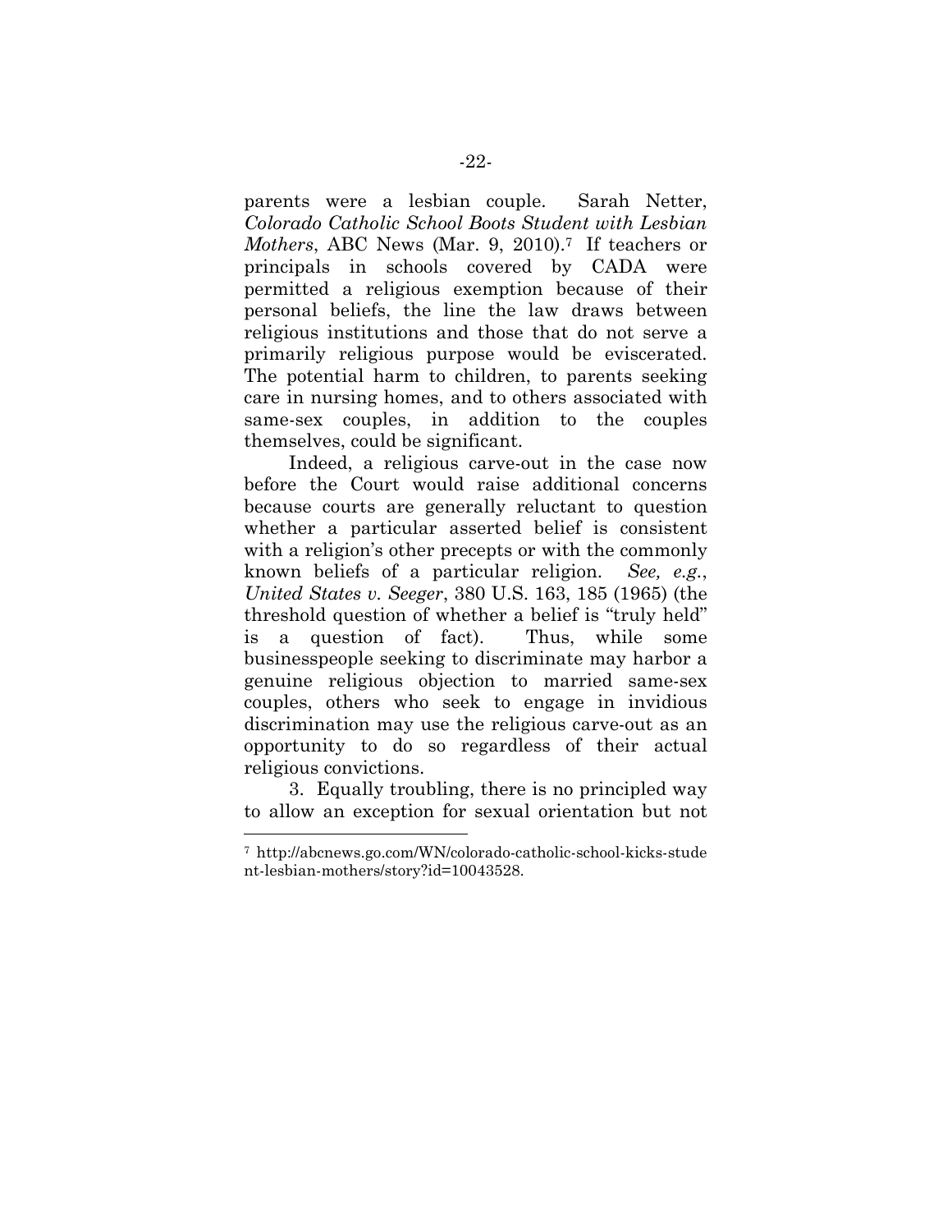parents were a lesbian couple. Sarah Netter, *Colorado Catholic School Boots Student with Lesbian Mothers*, ABC News (Mar. 9, 2010).[7] If teachers or principals in schools covered by CADA were permitted a religious exemption because of their personal beliefs, the line the law draws between religious institutions and those that do not serve a primarily religious purpose would be eviscerated. The potential harm to children, to parents seeking care in nursing homes, and to others associated with same-sex couples, in addition to the couples themselves, could be significant.

Indeed, a religious carve-out in the case now before the Court would raise additional concerns because courts are generally reluctant to question whether a particular asserted belief is consistent with a religion's other precepts or with the commonly known beliefs of a particular religion. *See, e.g.*, *United States v. Seeger*, 380 U.S. 163, 185 (1965) (the threshold question of whether a belief is "truly held" is a question of fact). Thus, while some businesspeople seeking to discriminate may harbor a genuine religious objection to married same-sex couples, others who seek to engage in invidious discrimination may use the religious carve-out as an opportunity to do so regardless of their actual religious convictions.

3. Equally troubling, there is no principled way to allow an exception for sexual orientation but not

---

[7] http://abcnews.go.com/WN/colorado-catholic-school-kicks-student-lesbian-mothers/story?id=10043528.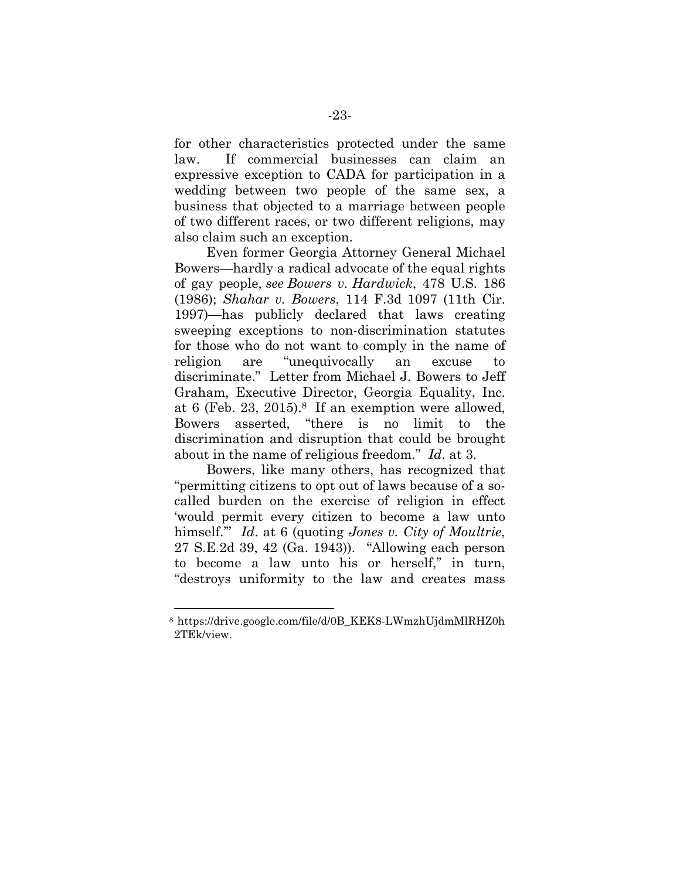for other characteristics protected under the same law. If commercial businesses can claim an expressive exception to CADA for participation in a wedding between two people of the same sex, a business that objected to a marriage between people of two different races, or two different religions, may also claim such an exception.

Even former Georgia Attorney General Michael Bowers—hardly a radical advocate of the equal rights of gay people, *see Bowers v. Hardwick*, 478 U.S. 186 (1986); *Shahar v. Bowers*, 114 F.3d 1097 (11th Cir. 1997)—has publicly declared that laws creating sweeping exceptions to non-discrimination statutes for those who do not want to comply in the name of religion are "unequivocally an excuse to discriminate." Letter from Michael J. Bowers to Jeff Graham, Executive Director, Georgia Equality, Inc. at 6 (Feb. 23, 2015).[8] If an exemption were allowed, Bowers asserted, "there is no limit to the discrimination and disruption that could be brought about in the name of religious freedom." *Id*. at 3.

Bowers, like many others, has recognized that "permitting citizens to opt out of laws because of a so-called burden on the exercise of religion in effect 'would permit every citizen to become a law unto himself.'" *Id*. at 6 (quoting *Jones v. City of Moultrie*, 27 S.E.2d 39, 42 (Ga. 1943)). "Allowing each person to become a law unto his or herself," in turn, "destroys uniformity to the law and creates mass

---

[8] https://drive.google.com/file/d/0B_KEK8-LWmzhUjdmMlRHZ0h2TEk/view.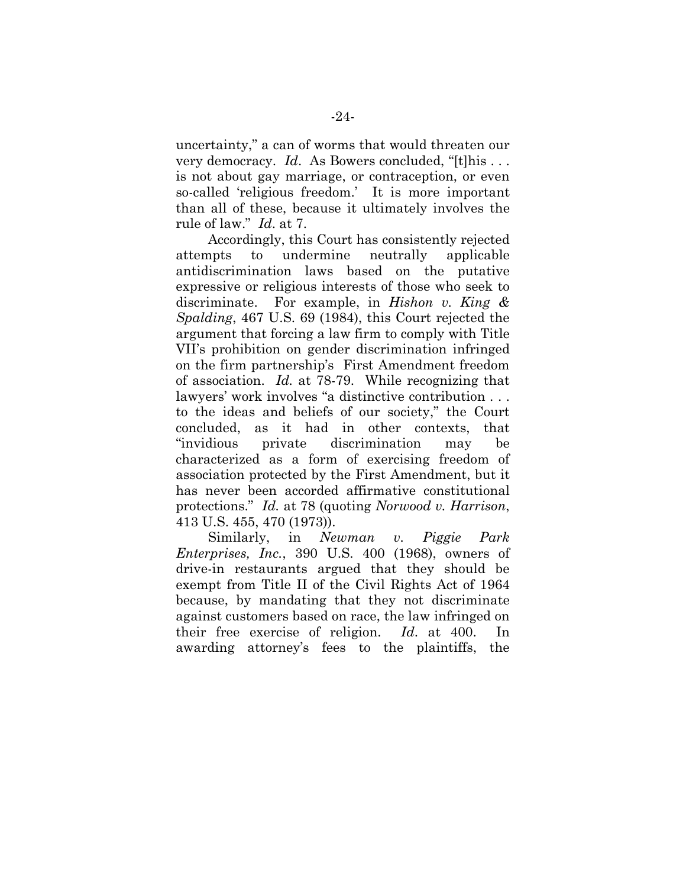uncertainty," a can of worms that would threaten our very democracy. *Id*. As Bowers concluded, "[t]his . . . is not about gay marriage, or contraception, or even so-called 'religious freedom.' It is more important than all of these, because it ultimately involves the rule of law." *Id*. at 7.

Accordingly, this Court has consistently rejected attempts to undermine neutrally applicable antidiscrimination laws based on the putative expressive or religious interests of those who seek to discriminate. For example, in *Hishon v. King & Spalding*, 467 U.S. 69 (1984), this Court rejected the argument that forcing a law firm to comply with Title VII's prohibition on gender discrimination infringed on the firm partnership's First Amendment freedom of association. *Id.* at 78-79. While recognizing that lawyers' work involves "a distinctive contribution . . . to the ideas and beliefs of our society," the Court concluded, as it had in other contexts, that "invidious private discrimination may be characterized as a form of exercising freedom of association protected by the First Amendment, but it has never been accorded affirmative constitutional protections." *Id.* at 78 (quoting *Norwood v. Harrison*, 413 U.S. 455, 470 (1973)).

Similarly, in *Newman v. Piggie Park Enterprises, Inc.*, 390 U.S. 400 (1968), owners of drive-in restaurants argued that they should be exempt from Title II of the Civil Rights Act of 1964 because, by mandating that they not discriminate against customers based on race, the law infringed on their free exercise of religion. *Id*. at 400. In awarding attorney's fees to the plaintiffs, the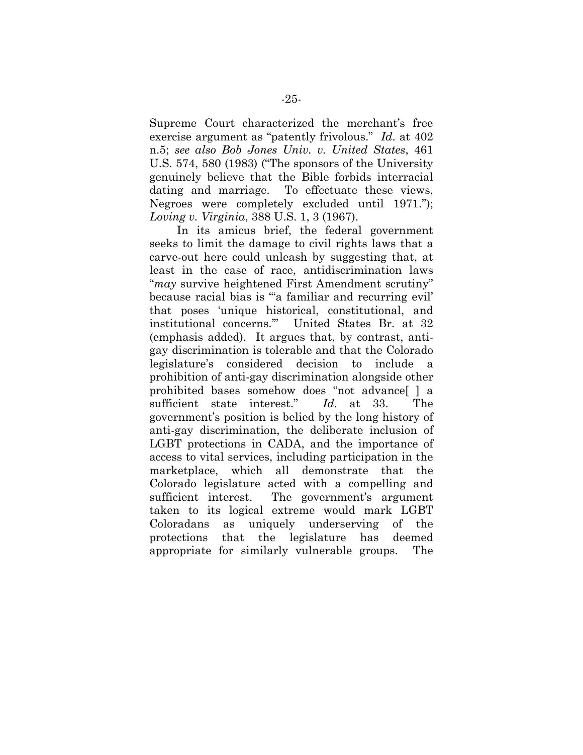Supreme Court characterized the merchant's free exercise argument as "patently frivolous." *Id*. at 402 n.5; *see also Bob Jones Univ. v. United States*, 461 U.S. 574, 580 (1983) ("The sponsors of the University genuinely believe that the Bible forbids interracial dating and marriage. To effectuate these views, Negroes were completely excluded until 1971."); *Loving v. Virginia*, 388 U.S. 1, 3 (1967).

In its amicus brief, the federal government seeks to limit the damage to civil rights laws that a carve-out here could unleash by suggesting that, at least in the case of race, antidiscrimination laws "*may* survive heightened First Amendment scrutiny" because racial bias is "'a familiar and recurring evil' that poses 'unique historical, constitutional, and institutional concerns.'" United States Br. at 32 (emphasis added). It argues that, by contrast, anti-gay discrimination is tolerable and that the Colorado legislature's considered decision to include a prohibition of anti-gay discrimination alongside other prohibited bases somehow does "not advance[ ] a sufficient state interest." *Id.* at 33. The government's position is belied by the long history of anti-gay discrimination, the deliberate inclusion of LGBT protections in CADA, and the importance of access to vital services, including participation in the marketplace, which all demonstrate that the Colorado legislature acted with a compelling and sufficient interest. The government's argument taken to its logical extreme would mark LGBT Coloradans as uniquely underserving of the protections that the legislature has deemed appropriate for similarly vulnerable groups. The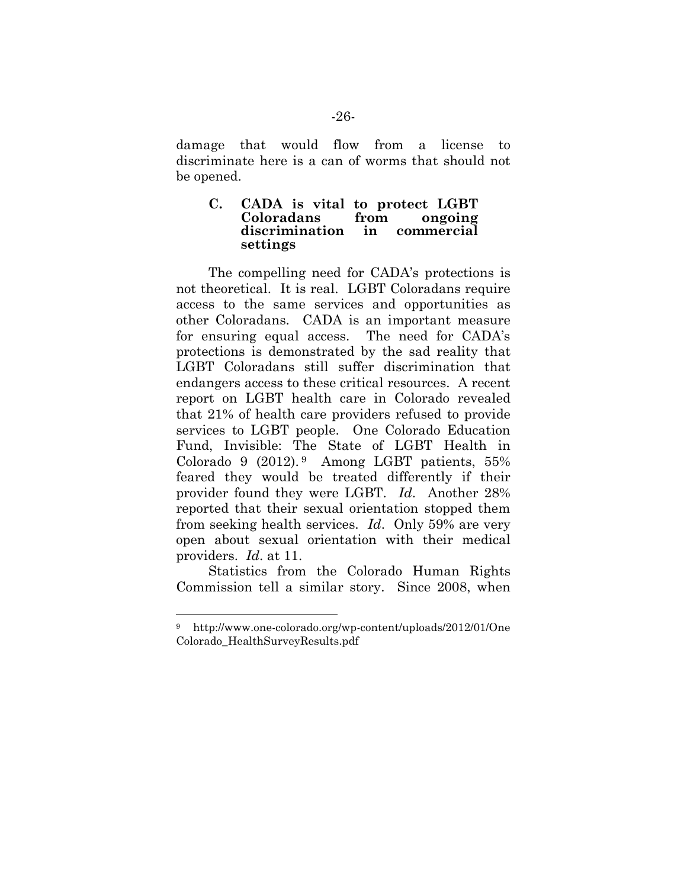damage that would flow from a license to discriminate here is a can of worms that should not be opened.

### C. CADA is vital to protect LGBT Coloradans from ongoing discrimination in commercial settings

The compelling need for CADA's protections is not theoretical. It is real. LGBT Coloradans require access to the same services and opportunities as other Coloradans. CADA is an important measure for ensuring equal access. The need for CADA's protections is demonstrated by the sad reality that LGBT Coloradans still suffer discrimination that endangers access to these critical resources. A recent report on LGBT health care in Colorado revealed that 21% of health care providers refused to provide services to LGBT people. One Colorado Education Fund, Invisible: The State of LGBT Health in Colorado 9 (2012).[9] Among LGBT patients, 55% feared they would be treated differently if their provider found they were LGBT. *Id*. Another 28% reported that their sexual orientation stopped them from seeking health services. *Id*. Only 59% are very open about sexual orientation with their medical providers. *Id*. at 11.

Statistics from the Colorado Human Rights Commission tell a similar story. Since 2008, when

[9] http://www.one-colorado.org/wp-content/uploads/2012/01/OneColorado_HealthSurveyResults.pdf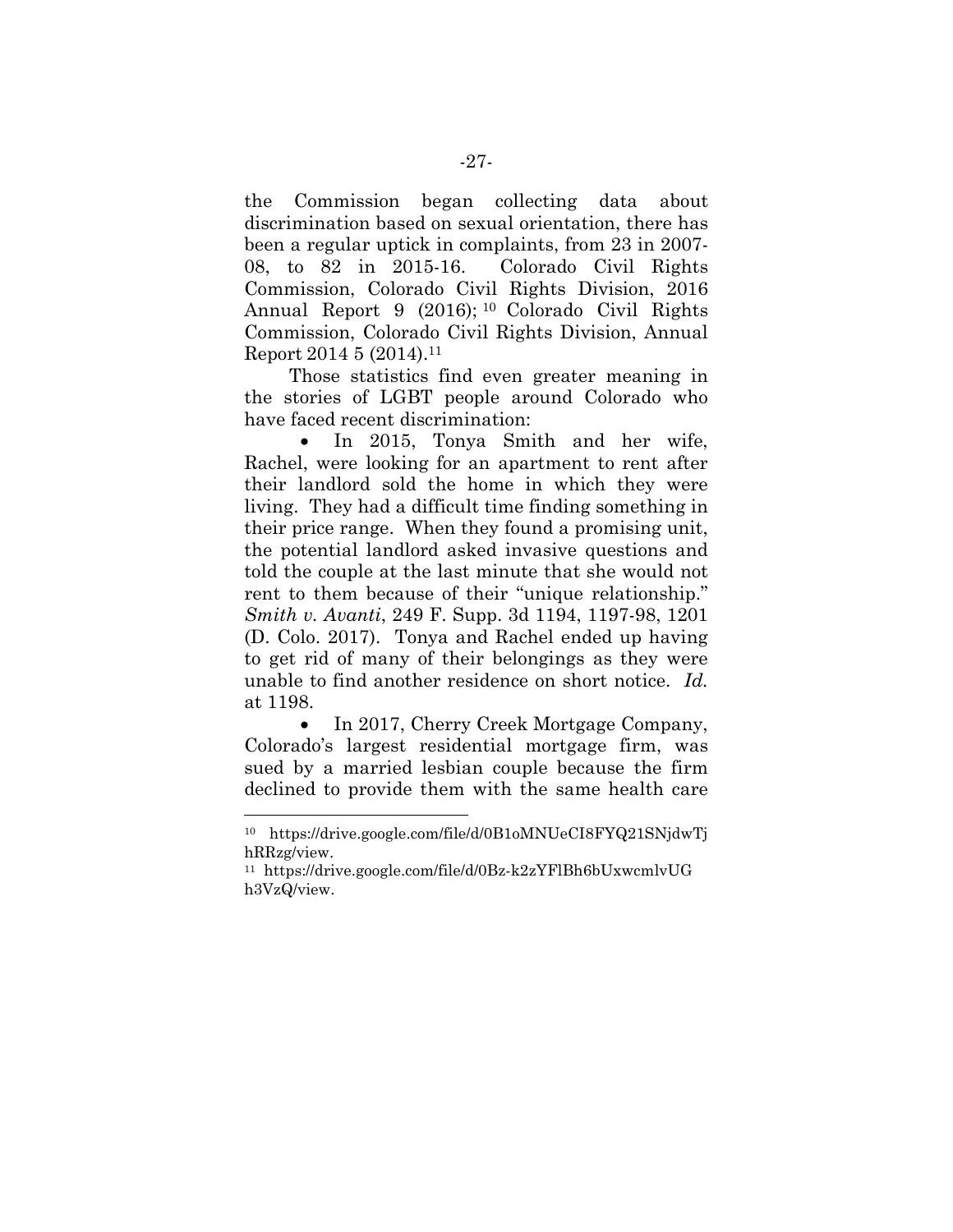the Commission began collecting data about discrimination based on sexual orientation, there has been a regular uptick in complaints, from 23 in 2007-08, to 82 in 2015-16. Colorado Civil Rights Commission, Colorado Civil Rights Division, 2016 Annual Report 9 (2016);[10] Colorado Civil Rights Commission, Colorado Civil Rights Division, Annual Report 2014 5 (2014).[11]

Those statistics find even greater meaning in the stories of LGBT people around Colorado who have faced recent discrimination:

- In 2015, Tonya Smith and her wife, Rachel, were looking for an apartment to rent after their landlord sold the home in which they were living. They had a difficult time finding something in their price range. When they found a promising unit, the potential landlord asked invasive questions and told the couple at the last minute that she would not rent to them because of their "unique relationship." *Smith v. Avanti*, 249 F. Supp. 3d 1194, 1197-98, 1201 (D. Colo. 2017). Tonya and Rachel ended up having to get rid of many of their belongings as they were unable to find another residence on short notice. *Id.* at 1198.

- In 2017, Cherry Creek Mortgage Company, Colorado's largest residential mortgage firm, was sued by a married lesbian couple because the firm declined to provide them with the same health care

---

[10] https://drive.google.com/file/d/0B1oMNUeCI8FYQ21SNjdwTjhRRzg/view.

[11] https://drive.google.com/file/d/0Bz-k2zYFlBh6bUxwcmlvUGh3VzQ/view.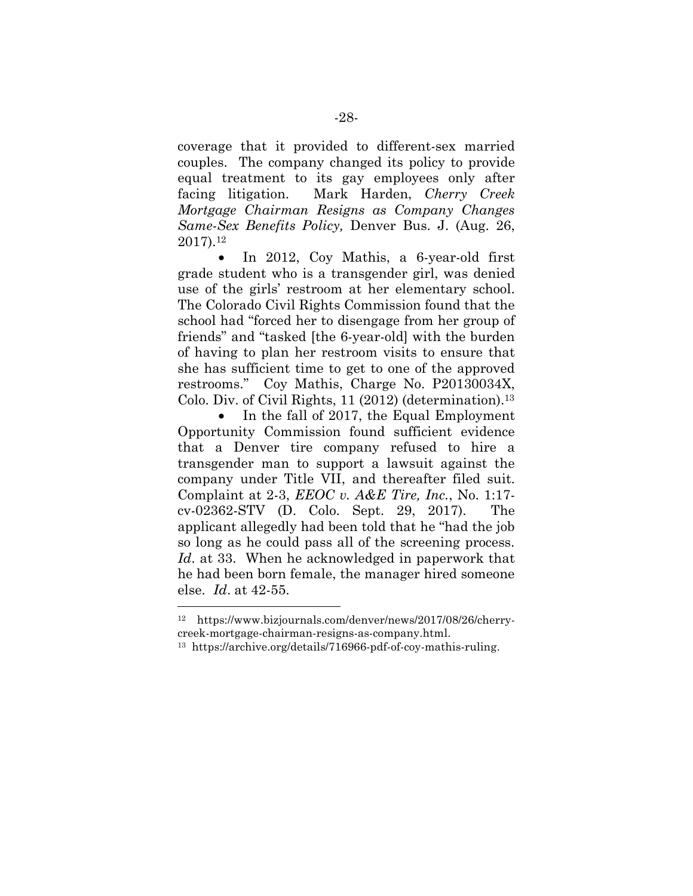coverage that it provided to different-sex married couples. The company changed its policy to provide equal treatment to its gay employees only after facing litigation. Mark Harden, *Cherry Creek Mortgage Chairman Resigns as Company Changes Same-Sex Benefits Policy,* Denver Bus. J. (Aug. 26, 2017).[12]

- In 2012, Coy Mathis, a 6-year-old first grade student who is a transgender girl, was denied use of the girls' restroom at her elementary school. The Colorado Civil Rights Commission found that the school had "forced her to disengage from her group of friends" and "tasked [the 6-year-old] with the burden of having to plan her restroom visits to ensure that she has sufficient time to get to one of the approved restrooms." Coy Mathis, Charge No. P20130034X, Colo. Div. of Civil Rights, 11 (2012) (determination).[13]

- In the fall of 2017, the Equal Employment Opportunity Commission found sufficient evidence that a Denver tire company refused to hire a transgender man to support a lawsuit against the company under Title VII, and thereafter filed suit. Complaint at 2-3, *EEOC v. A&E Tire, Inc.*, No. 1:17-cv-02362-STV (D. Colo. Sept. 29, 2017). The applicant allegedly had been told that he "had the job so long as he could pass all of the screening process. *Id*. at 33. When he acknowledged in paperwork that he had been born female, the manager hired someone else. *Id*. at 42-55.

---

[12] https://www.bizjournals.com/denver/news/2017/08/26/cherry-creek-mortgage-chairman-resigns-as-company.html.

[13] https://archive.org/details/716966-pdf-of-coy-mathis-ruling.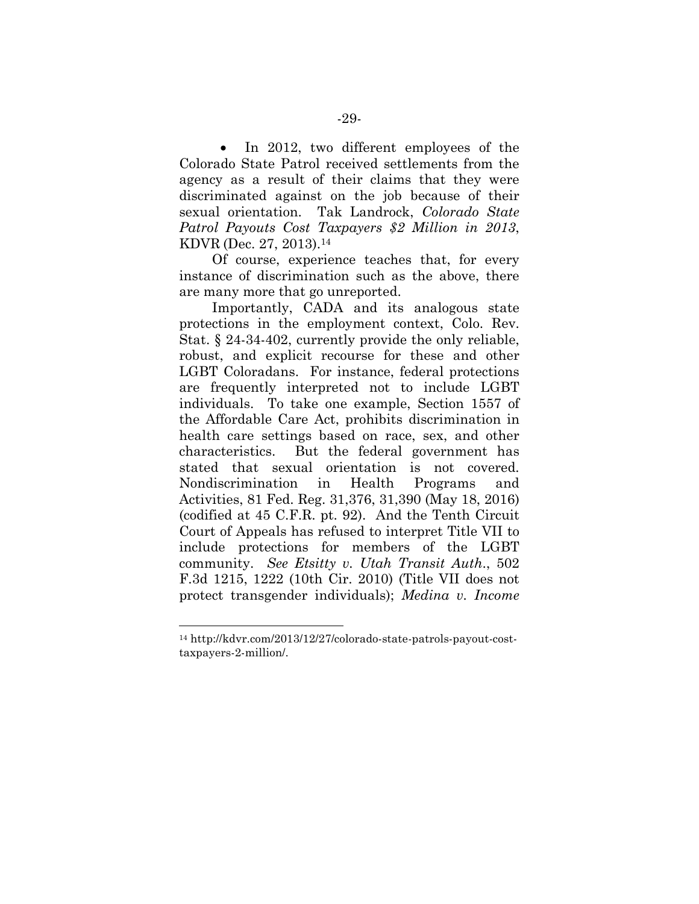- In 2012, two different employees of the Colorado State Patrol received settlements from the agency as a result of their claims that they were discriminated against on the job because of their sexual orientation. Tak Landrock, *Colorado State Patrol Payouts Cost Taxpayers $2 Million in 2013*, KDVR (Dec. 27, 2013).[14]

Of course, experience teaches that, for every instance of discrimination such as the above, there are many more that go unreported.

Importantly, CADA and its analogous state protections in the employment context, Colo. Rev. Stat. § 24-34-402, currently provide the only reliable, robust, and explicit recourse for these and other LGBT Coloradans. For instance, federal protections are frequently interpreted not to include LGBT individuals. To take one example, Section 1557 of the Affordable Care Act, prohibits discrimination in health care settings based on race, sex, and other characteristics. But the federal government has stated that sexual orientation is not covered. Nondiscrimination in Health Programs and Activities, 81 Fed. Reg. 31,376, 31,390 (May 18, 2016) (codified at 45 C.F.R. pt. 92). And the Tenth Circuit Court of Appeals has refused to interpret Title VII to include protections for members of the LGBT community. *See Etsitty v. Utah Transit Auth.*, 502 F.3d 1215, 1222 (10th Cir. 2010) (Title VII does not protect transgender individuals); *Medina v. Income*

---

[14] http://kdvr.com/2013/12/27/colorado-state-patrols-payout-cost-taxpayers-2-million/.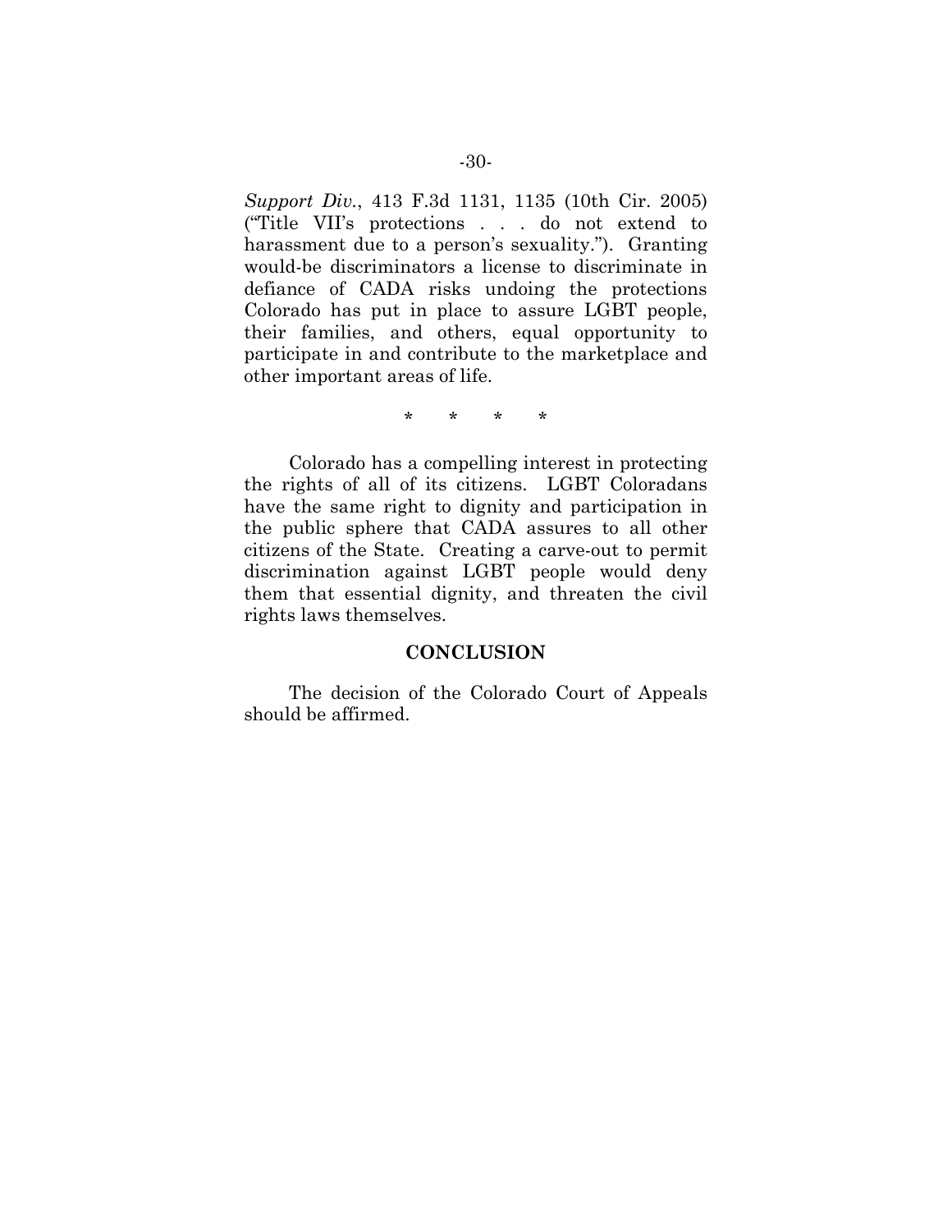*Support Div.*, 413 F.3d 1131, 1135 (10th Cir. 2005) ("Title VII's protections . . . do not extend to harassment due to a person's sexuality."). Granting would-be discriminators a license to discriminate in defiance of CADA risks undoing the protections Colorado has put in place to assure LGBT people, their families, and others, equal opportunity to participate in and contribute to the marketplace and other important areas of life.

\*       \*       \*       \*

Colorado has a compelling interest in protecting the rights of all of its citizens. LGBT Coloradans have the same right to dignity and participation in the public sphere that CADA assures to all other citizens of the State. Creating a carve-out to permit discrimination against LGBT people would deny them that essential dignity, and threaten the civil rights laws themselves.

## CONCLUSION

The decision of the Colorado Court of Appeals should be affirmed.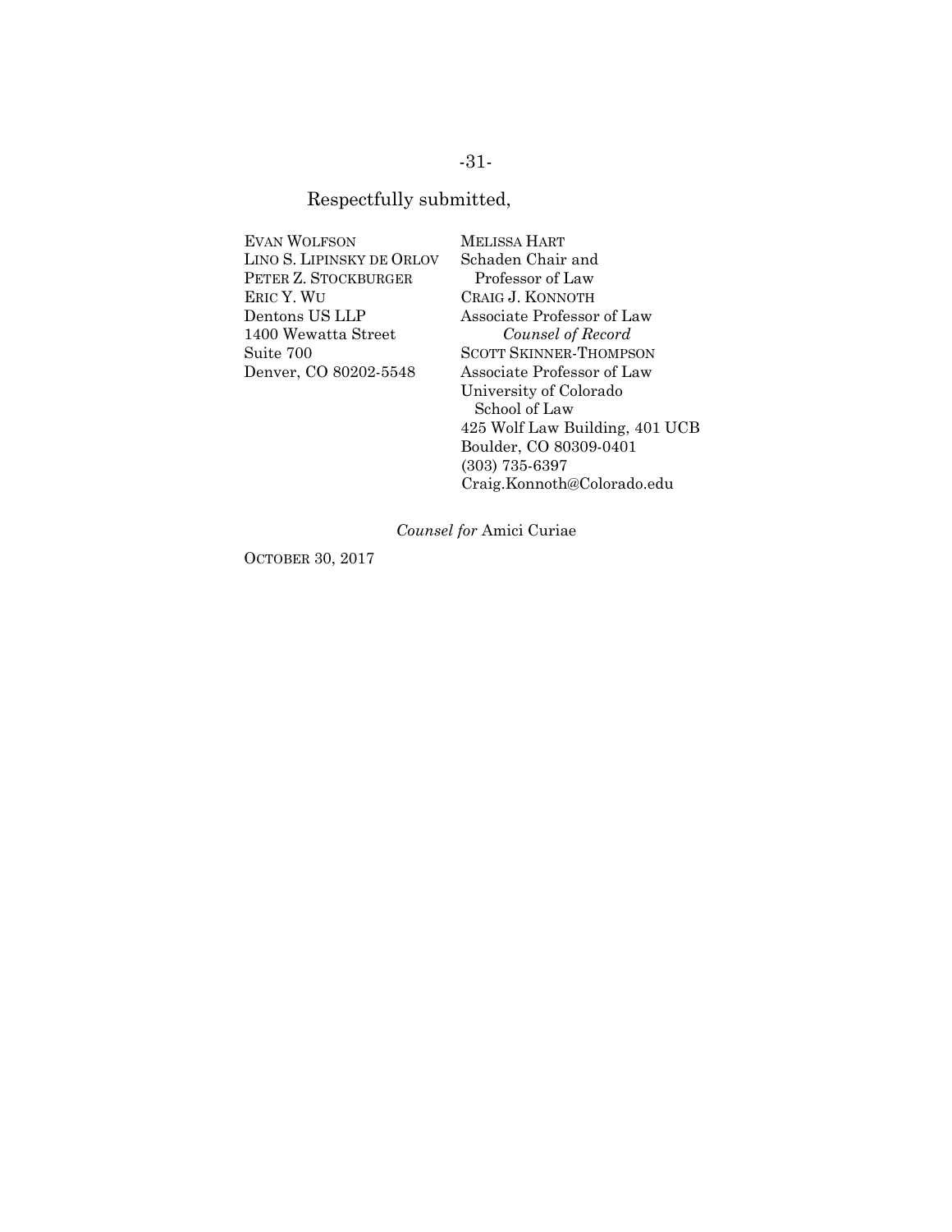Respectfully submitted,

EVAN WOLFSON
LINO S. LIPINSKY DE ORLOV
PETER Z. STOCKBURGER
ERIC Y. WU
Dentons US LLP
1400 Wewatta Street
Suite 700
Denver, CO 80202-5548

MELISSA HART
Schaden Chair and
Professor of Law
CRAIG J. KONNOTH
Associate Professor of Law
*Counsel of Record*
SCOTT SKINNER-THOMPSON
Associate Professor of Law
University of Colorado
School of Law
425 Wolf Law Building, 401 UCB
Boulder, CO 80309-0401
(303) 735-6397
Craig.Konnoth@Colorado.edu

*Counsel for* Amici Curiae

OCTOBER 30, 2017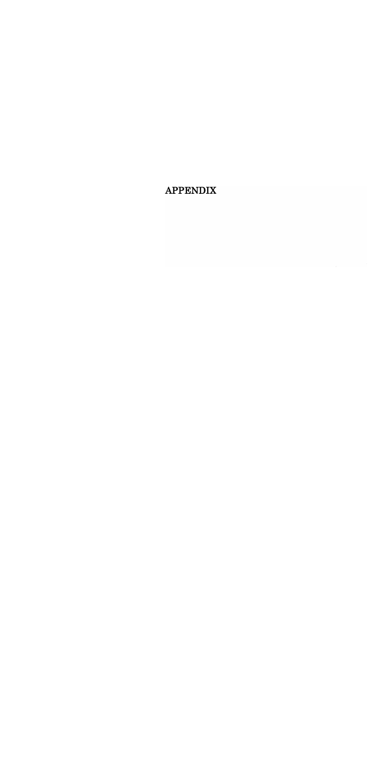# APPENDIX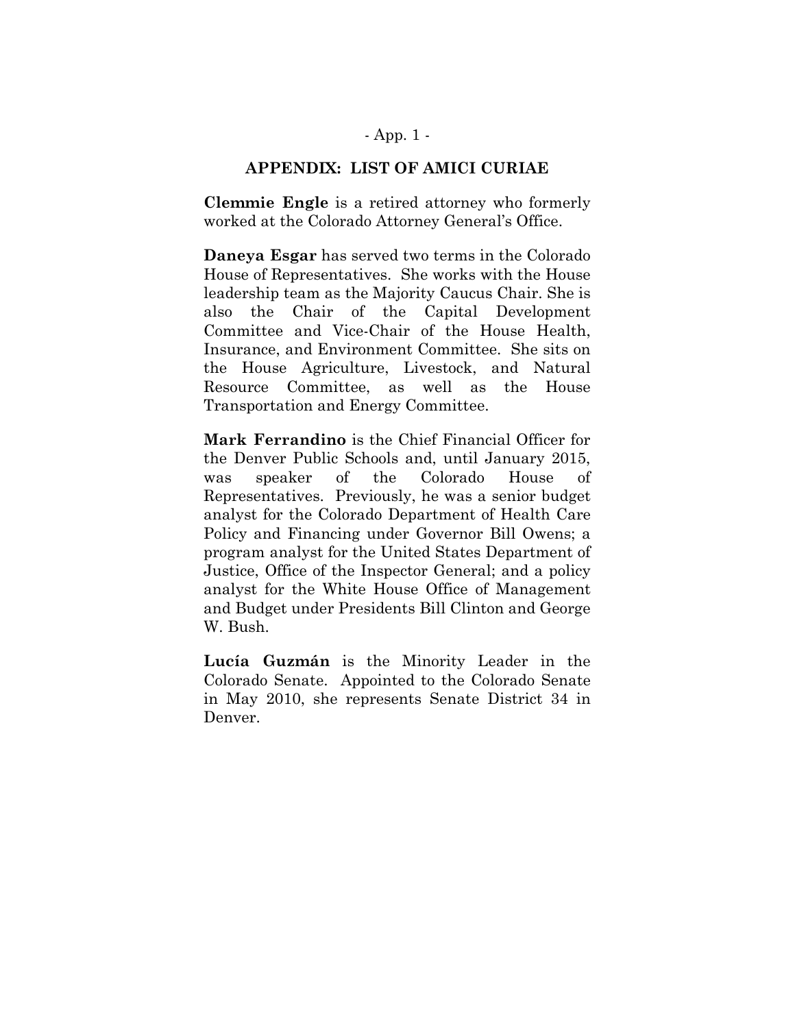## APPENDIX: LIST OF AMICI CURIAE

**Clemmie Engle** is a retired attorney who formerly worked at the Colorado Attorney General's Office.

**Daneya Esgar** has served two terms in the Colorado House of Representatives. She works with the House leadership team as the Majority Caucus Chair. She is also the Chair of the Capital Development Committee and Vice-Chair of the House Health, Insurance, and Environment Committee. She sits on the House Agriculture, Livestock, and Natural Resource Committee, as well as the House Transportation and Energy Committee.

**Mark Ferrandino** is the Chief Financial Officer for the Denver Public Schools and, until January 2015, was speaker of the Colorado House of Representatives. Previously, he was a senior budget analyst for the Colorado Department of Health Care Policy and Financing under Governor Bill Owens; a program analyst for the United States Department of Justice, Office of the Inspector General; and a policy analyst for the White House Office of Management and Budget under Presidents Bill Clinton and George W. Bush.

**Lucía Guzmán** is the Minority Leader in the Colorado Senate. Appointed to the Colorado Senate in May 2010, she represents Senate District 34 in Denver.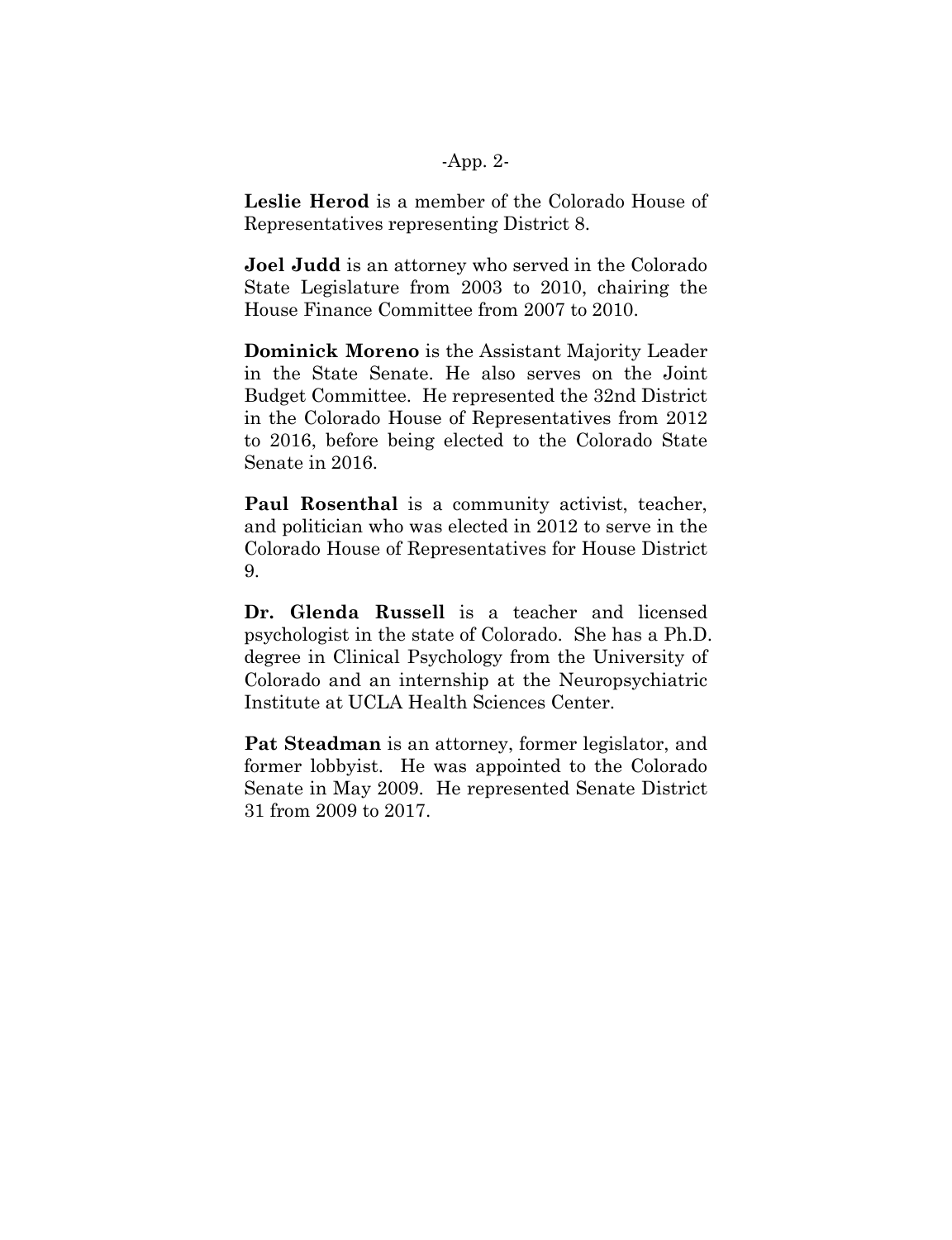**Leslie Herod** is a member of the Colorado House of Representatives representing District 8.

**Joel Judd** is an attorney who served in the Colorado State Legislature from 2003 to 2010, chairing the House Finance Committee from 2007 to 2010.

**Dominick Moreno** is the Assistant Majority Leader in the State Senate. He also serves on the Joint Budget Committee. He represented the 32nd District in the Colorado House of Representatives from 2012 to 2016, before being elected to the Colorado State Senate in 2016.

**Paul Rosenthal** is a community activist, teacher, and politician who was elected in 2012 to serve in the Colorado House of Representatives for House District 9.

**Dr. Glenda Russell** is a teacher and licensed psychologist in the state of Colorado. She has a Ph.D. degree in Clinical Psychology from the University of Colorado and an internship at the Neuropsychiatric Institute at UCLA Health Sciences Center.

**Pat Steadman** is an attorney, former legislator, and former lobbyist. He was appointed to the Colorado Senate in May 2009. He represented Senate District 31 from 2009 to 2017.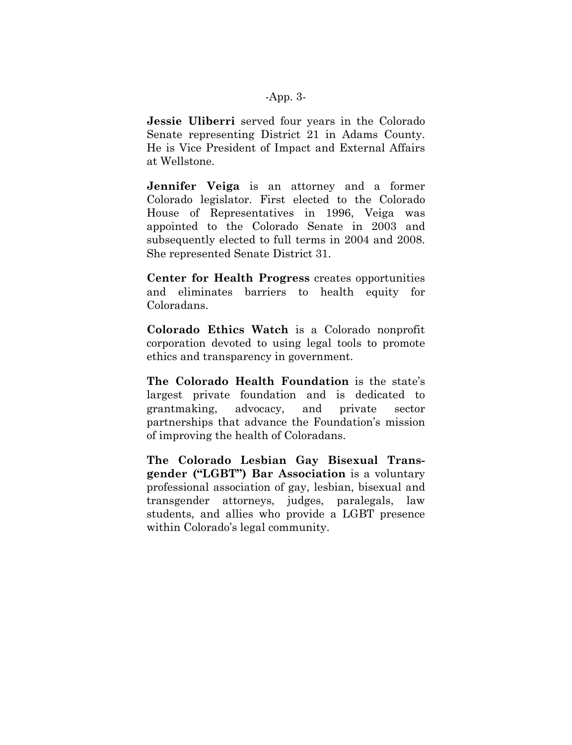**Jessie Uliberri** served four years in the Colorado Senate representing District 21 in Adams County. He is Vice President of Impact and External Affairs at Wellstone.

**Jennifer Veiga** is an attorney and a former Colorado legislator. First elected to the Colorado House of Representatives in 1996, Veiga was appointed to the Colorado Senate in 2003 and subsequently elected to full terms in 2004 and 2008. She represented Senate District 31.

**Center for Health Progress** creates opportunities and eliminates barriers to health equity for Coloradans.

**Colorado Ethics Watch** is a Colorado nonprofit corporation devoted to using legal tools to promote ethics and transparency in government.

**The Colorado Health Foundation** is the state's largest private foundation and is dedicated to grantmaking, advocacy, and private sector partnerships that advance the Foundation's mission of improving the health of Coloradans.

**The Colorado Lesbian Gay Bisexual Transgender ("LGBT") Bar Association** is a voluntary professional association of gay, lesbian, bisexual and transgender attorneys, judges, paralegals, law students, and allies who provide a LGBT presence within Colorado's legal community.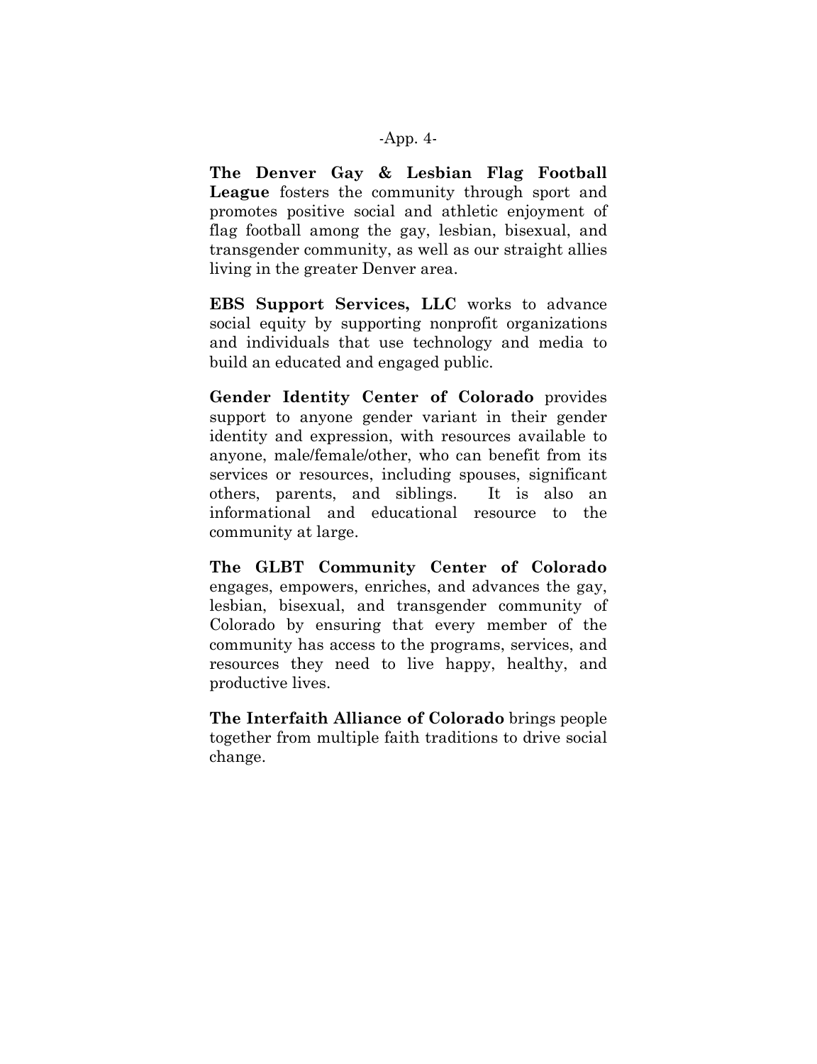**The Denver Gay & Lesbian Flag Football League** fosters the community through sport and promotes positive social and athletic enjoyment of flag football among the gay, lesbian, bisexual, and transgender community, as well as our straight allies living in the greater Denver area.

**EBS Support Services, LLC** works to advance social equity by supporting nonprofit organizations and individuals that use technology and media to build an educated and engaged public.

**Gender Identity Center of Colorado** provides support to anyone gender variant in their gender identity and expression, with resources available to anyone, male/female/other, who can benefit from its services or resources, including spouses, significant others, parents, and siblings. It is also an informational and educational resource to the community at large.

**The GLBT Community Center of Colorado** engages, empowers, enriches, and advances the gay, lesbian, bisexual, and transgender community of Colorado by ensuring that every member of the community has access to the programs, services, and resources they need to live happy, healthy, and productive lives.

**The Interfaith Alliance of Colorado** brings people together from multiple faith traditions to drive social change.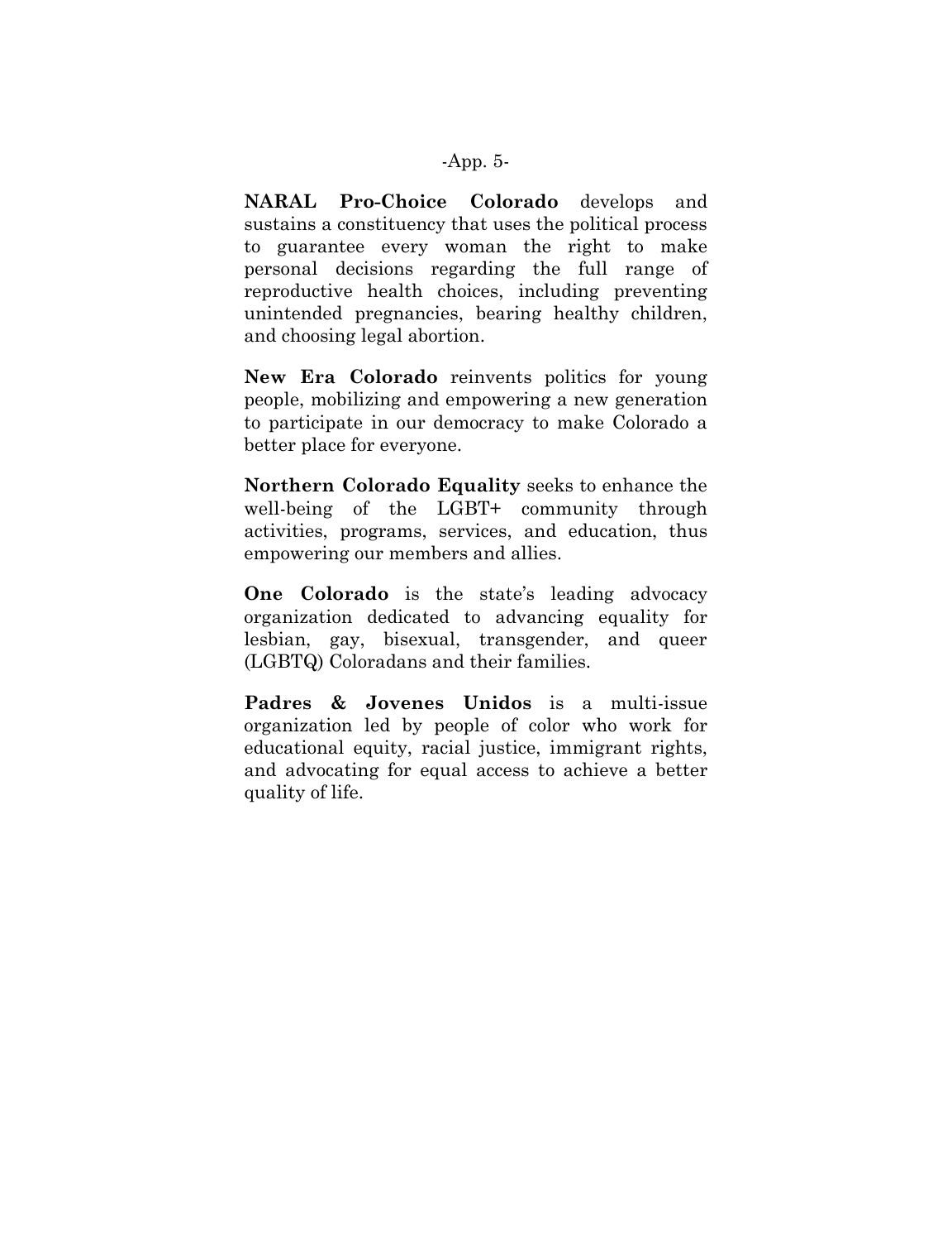**NARAL Pro-Choice Colorado** develops and sustains a constituency that uses the political process to guarantee every woman the right to make personal decisions regarding the full range of reproductive health choices, including preventing unintended pregnancies, bearing healthy children, and choosing legal abortion.

**New Era Colorado** reinvents politics for young people, mobilizing and empowering a new generation to participate in our democracy to make Colorado a better place for everyone.

**Northern Colorado Equality** seeks to enhance the well-being of the LGBT+ community through activities, programs, services, and education, thus empowering our members and allies.

**One Colorado** is the state's leading advocacy organization dedicated to advancing equality for lesbian, gay, bisexual, transgender, and queer (LGBTQ) Coloradans and their families.

**Padres & Jovenes Unidos** is a multi-issue organization led by people of color who work for educational equity, racial justice, immigrant rights, and advocating for equal access to achieve a better quality of life.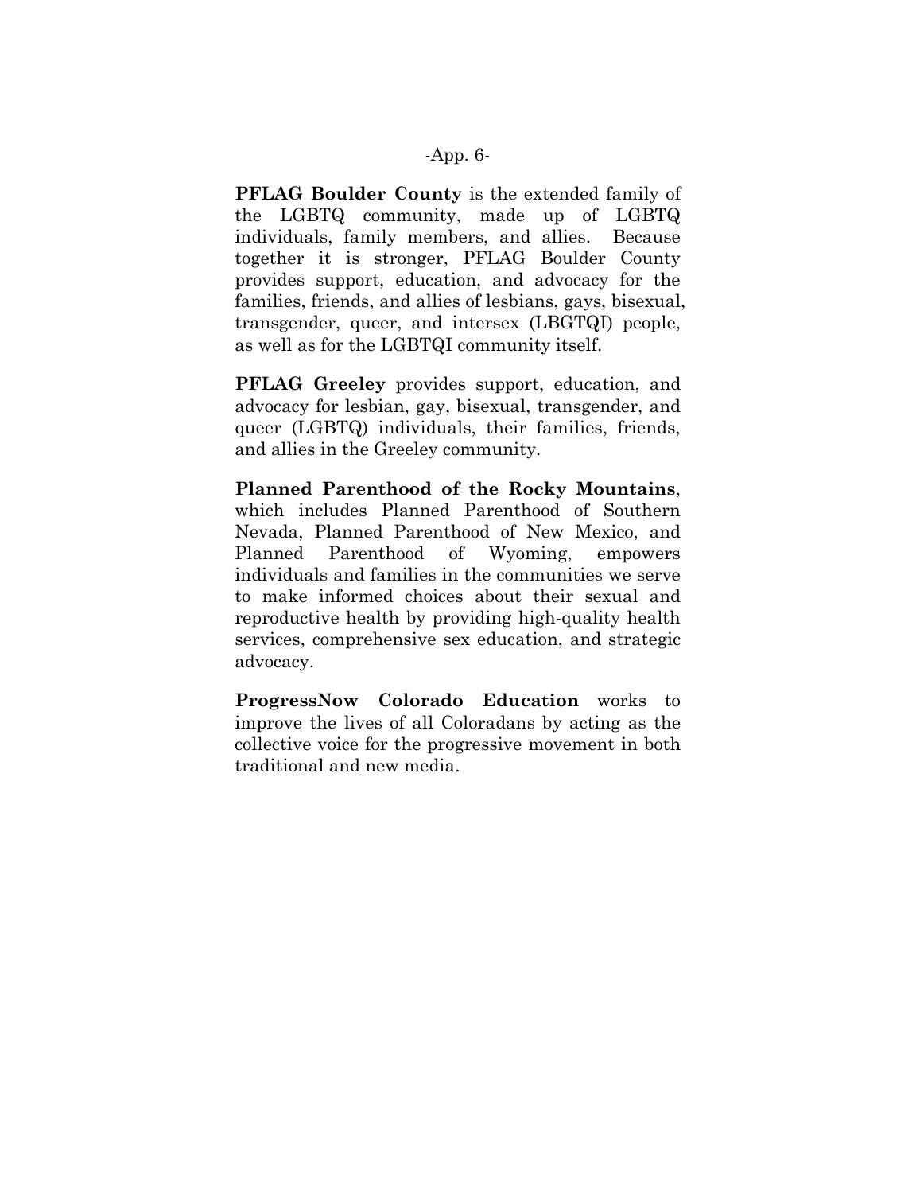**PFLAG Boulder County** is the extended family of the LGBTQ community, made up of LGBTQ individuals, family members, and allies. Because together it is stronger, PFLAG Boulder County provides support, education, and advocacy for the families, friends, and allies of lesbians, gays, bisexual, transgender, queer, and intersex (LBGTQI) people, as well as for the LGBTQI community itself.

**PFLAG Greeley** provides support, education, and advocacy for lesbian, gay, bisexual, transgender, and queer (LGBTQ) individuals, their families, friends, and allies in the Greeley community.

**Planned Parenthood of the Rocky Mountains**, which includes Planned Parenthood of Southern Nevada, Planned Parenthood of New Mexico, and Planned Parenthood of Wyoming, empowers individuals and families in the communities we serve to make informed choices about their sexual and reproductive health by providing high-quality health services, comprehensive sex education, and strategic advocacy.

**ProgressNow Colorado Education** works to improve the lives of all Coloradans by acting as the collective voice for the progressive movement in both traditional and new media.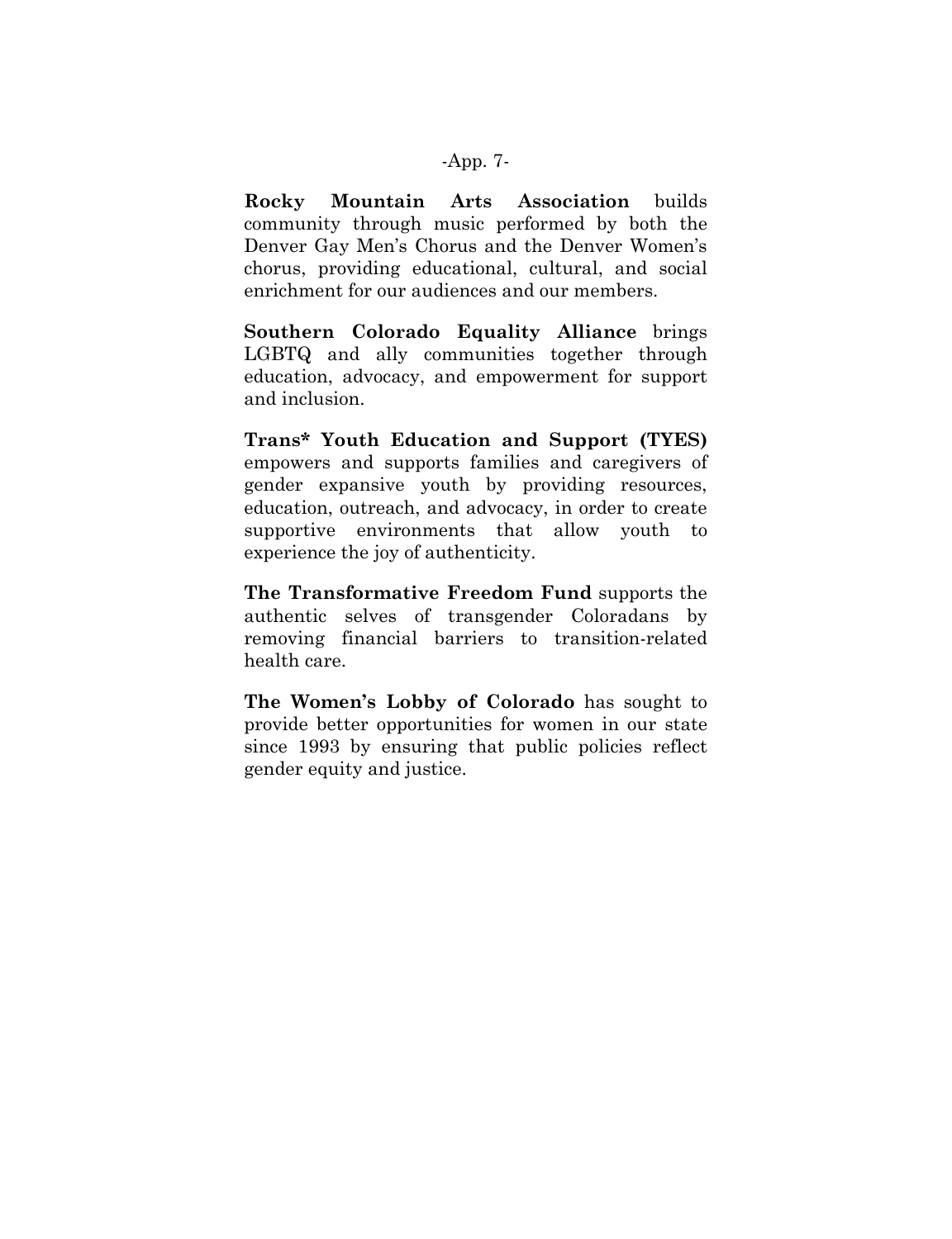**Rocky Mountain Arts Association** builds community through music performed by both the Denver Gay Men's Chorus and the Denver Women's chorus, providing educational, cultural, and social enrichment for our audiences and our members.

**Southern Colorado Equality Alliance** brings LGBTQ and ally communities together through education, advocacy, and empowerment for support and inclusion.

**Trans* Youth Education and Support (TYES)** empowers and supports families and caregivers of gender expansive youth by providing resources, education, outreach, and advocacy, in order to create supportive environments that allow youth to experience the joy of authenticity.

**The Transformative Freedom Fund** supports the authentic selves of transgender Coloradans by removing financial barriers to transition-related health care.

**The Women's Lobby of Colorado** has sought to provide better opportunities for women in our state since 1993 by ensuring that public policies reflect gender equity and justice.